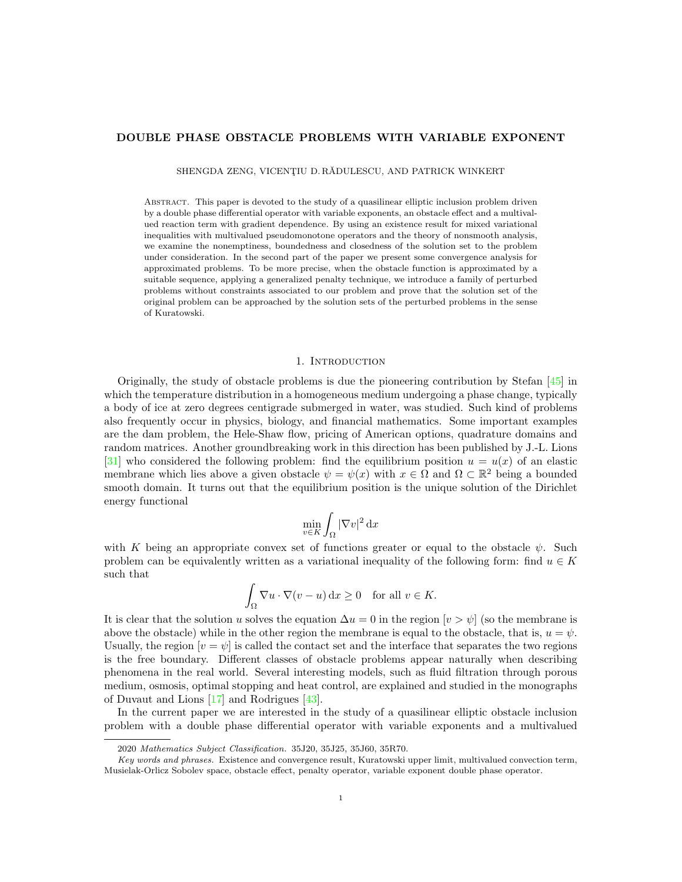# DOUBLE PHASE OBSTACLE PROBLEMS WITH VARIABLE EXPONENT

SHENGDA ZENG, VICENŢIU D. RĂDULESCU, AND PATRICK WINKERT

Abstract. This paper is devoted to the study of a quasilinear elliptic inclusion problem driven by a double phase differential operator with variable exponents, an obstacle effect and a multivalued reaction term with gradient dependence. By using an existence result for mixed variational inequalities with multivalued pseudomonotone operators and the theory of nonsmooth analysis, we examine the nonemptiness, boundedness and closedness of the solution set to the problem under consideration. In the second part of the paper we present some convergence analysis for approximated problems. To be more precise, when the obstacle function is approximated by a suitable sequence, applying a generalized penalty technique, we introduce a family of perturbed problems without constraints associated to our problem and prove that the solution set of the original problem can be approached by the solution sets of the perturbed problems in the sense of Kuratowski.

## 1. Introduction

Originally, the study of obstacle problems is due the pioneering contribution by Stefan [45] in which the temperature distribution in a homogeneous medium undergoing a phase change, typically a body of ice at zero degrees centigrade submerged in water, was studied. Such kind of problems also frequently occur in physics, biology, and financial mathematics. Some important examples are the dam problem, the Hele-Shaw flow, pricing of American options, quadrature domains and random matrices. Another groundbreaking work in this direction has been published by J.-L. Lions [31] who considered the following problem: find the equilibrium position $u = u(x)$ of an elastic membrane which lies above a given obstacle $\psi = \psi(x)$ with $x \in \Omega$ and $\Omega \subset \mathbb{R}^2$ being a bounded smooth domain. It turns out that the equilibrium position is the unique solution of the Dirichlet energy functional

$$\min_{v \in K} \int_\Omega |\nabla v|^2 \,\mathrm{d}x$$

with $K$ being an appropriate convex set of functions greater or equal to the obstacle $\psi$. Such problem can be equivalently written as a variational inequality of the following form: find $u \in K$ such that

$$\int_\Omega \nabla u \cdot \nabla (v-u) \,\mathrm{d}x \geq 0 \quad \text{for all } v \in K.$$

It is clear that the solution $u$ solves the equation $\Delta u = 0$ in the region $[v > \psi]$ (so the membrane is above the obstacle) while in the other region the membrane is equal to the obstacle, that is, $u = \psi$. Usually, the region $[v = \psi]$ is called the contact set and the interface that separates the two regions is the free boundary. Different classes of obstacle problems appear naturally when describing phenomena in the real world. Several interesting models, such as fluid filtration through porous medium, osmosis, optimal stopping and heat control, are explained and studied in the monographs of Duvaut and Lions [17] and Rodrigues [43].

In the current paper we are interested in the study of a quasilinear elliptic obstacle inclusion problem with a double phase differential operator with variable exponents and a multivalued

---

2020 *Mathematics Subject Classification.* 35J20, 35J25, 35J60, 35R70.

*Key words and phrases.* Existence and convergence result, Kuratowski upper limit, multivalued convection term, Musielak-Orlicz Sobolev space, obstacle effect, penalty operator, variable exponent double phase operator.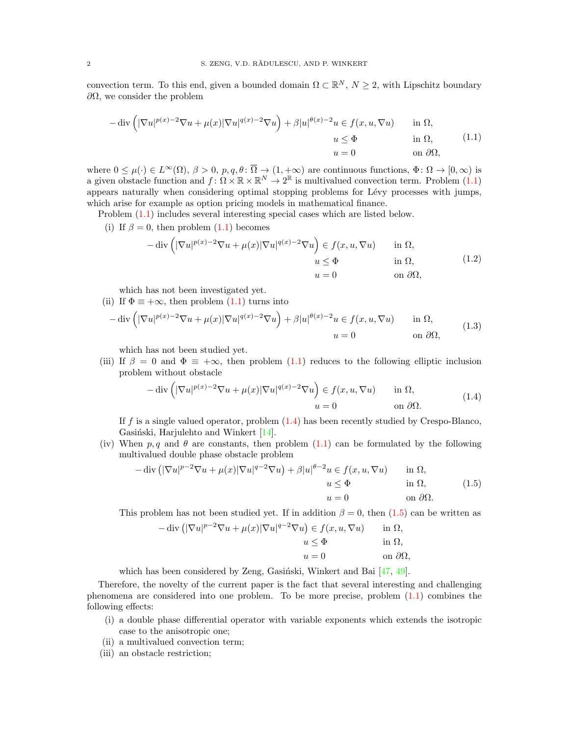convection term. To this end, given a bounded domain $\Omega \subset \mathbb{R}^N$, $N \geq 2$, with Lipschitz boundary $\partial\Omega$, we consider the problem

$$
\begin{aligned}
-\operatorname{div}\left(|\nabla u|^{p(x)-2}\nabla u + \mu(x)|\nabla u|^{q(x)-2}\nabla u\right) + \beta|u|^{\theta(x)-2}u &\in f(x,u,\nabla u) && \text{in } \Omega,\\
u &\leq \Phi && \text{in } \Omega,\\
u &= 0 && \text{on } \partial\Omega,
\end{aligned}
\tag{1.1}
$$

where $0 \leq \mu(\cdot) \in L^\infty(\Omega)$, $\beta > 0$, $p, q, \theta \colon \overline{\Omega} \to (1, +\infty)$ are continuous functions, $\Phi \colon \Omega \to [0, \infty)$ is a given obstacle function and $f \colon \Omega \times \mathbb{R} \times \mathbb{R}^N \to 2^{\mathbb{R}}$ is multivalued convection term. Problem (1.1) appears naturally when considering optimal stopping problems for Lévy processes with jumps, which arise for example as option pricing models in mathematical finance.

Problem (1.1) includes several interesting special cases which are listed below.

(i) If $\beta = 0$, then problem (1.1) becomes

$$
\begin{aligned}
-\operatorname{div}\left(|\nabla u|^{p(x)-2}\nabla u + \mu(x)|\nabla u|^{q(x)-2}\nabla u\right) &\in f(x,u,\nabla u) && \text{in } \Omega,\\
u &\leq \Phi && \text{in } \Omega,\\
u &= 0 && \text{on } \partial\Omega,
\end{aligned}
\tag{1.2}
$$

which has not been investigated yet.

(ii) If $\Phi \equiv +\infty$, then problem (1.1) turns into

$$
\begin{aligned}
-\operatorname{div}\left(|\nabla u|^{p(x)-2}\nabla u + \mu(x)|\nabla u|^{q(x)-2}\nabla u\right) + \beta|u|^{\theta(x)-2}u &\in f(x,u,\nabla u) && \text{in } \Omega,\\
u &= 0 && \text{on } \partial\Omega,
\end{aligned}
\tag{1.3}
$$

which has not been studied yet.

(iii) If $\beta = 0$ and $\Phi \equiv +\infty$, then problem (1.1) reduces to the following elliptic inclusion problem without obstacle

$$
\begin{aligned}
-\operatorname{div}\left(|\nabla u|^{p(x)-2}\nabla u + \mu(x)|\nabla u|^{q(x)-2}\nabla u\right) &\in f(x,u,\nabla u) && \text{in } \Omega,\\
u &= 0 && \text{on } \partial\Omega.
\end{aligned}
\tag{1.4}
$$

If $f$ is a single valued operator, problem (1.4) has been recently studied by Crespo-Blanco, Gasiński, Harjulehto and Winkert [14].

(iv) When $p, q$ and $\theta$ are constants, then problem (1.1) can be formulated by the following multivalued double phase obstacle problem

$$
\begin{aligned}
-\operatorname{div}\left(|\nabla u|^{p-2}\nabla u + \mu(x)|\nabla u|^{q-2}\nabla u\right) + \beta|u|^{\theta-2}u &\in f(x,u,\nabla u) && \text{in } \Omega,\\
u &\leq \Phi && \text{in } \Omega,\\
u &= 0 && \text{on } \partial\Omega.
\end{aligned}
\tag{1.5}
$$

This problem has not been studied yet. If in addition $\beta = 0$, then (1.5) can be written as

$$
\begin{aligned}
-\operatorname{div}\left(|\nabla u|^{p-2}\nabla u + \mu(x)|\nabla u|^{q-2}\nabla u\right) &\in f(x,u,\nabla u) && \text{in } \Omega,\\
u &\leq \Phi && \text{in } \Omega,\\
u &= 0 && \text{on } \partial\Omega,
\end{aligned}
$$

which has been considered by Zeng, Gasiński, Winkert and Bai [47, 49].

Therefore, the novelty of the current paper is the fact that several interesting and challenging phenomena are considered into one problem. To be more precise, problem (1.1) combines the following effects:

(i) a double phase differential operator with variable exponents which extends the isotropic case to the anisotropic one;
(ii) a multivalued convection term;
(iii) an obstacle restriction;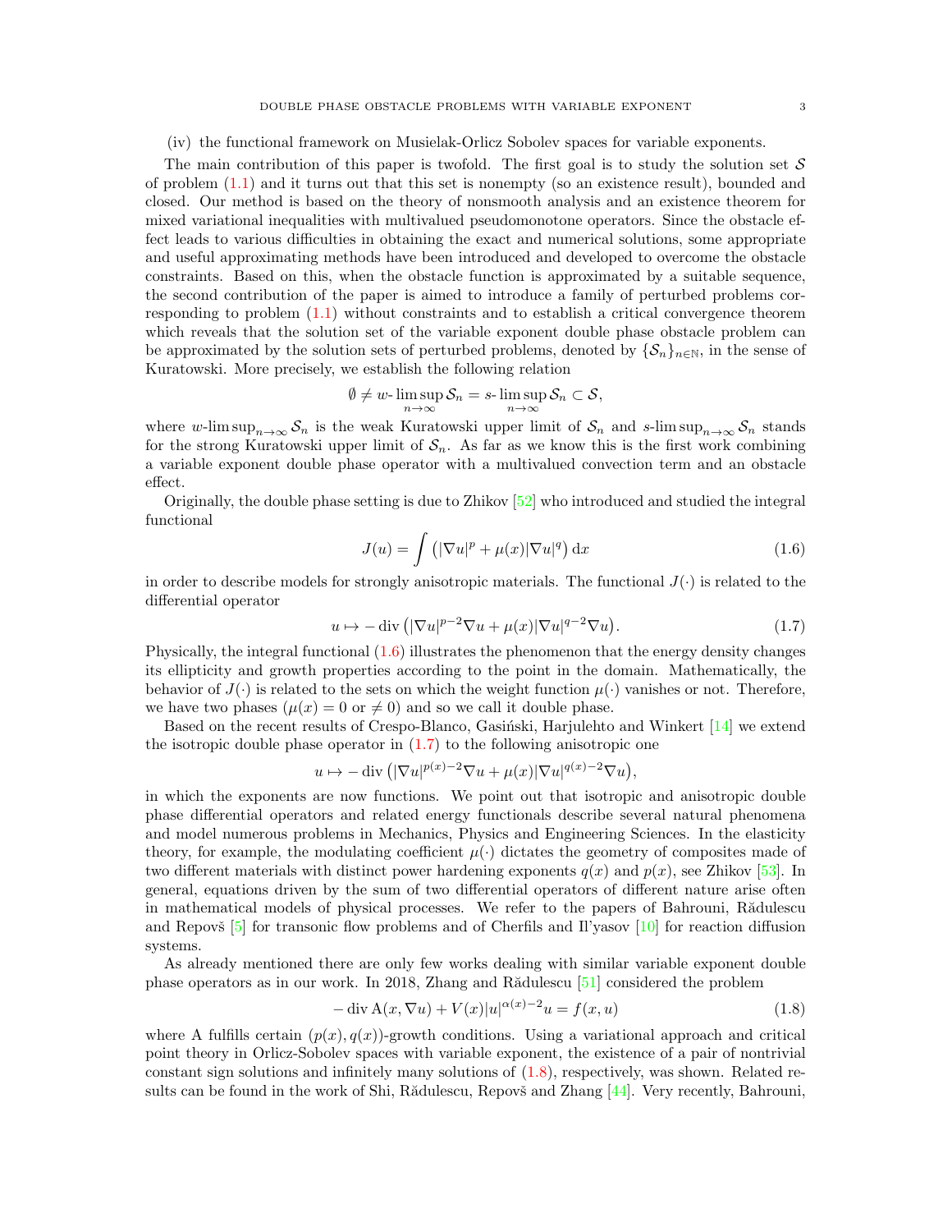(iv) the functional framework on Musielak-Orlicz Sobolev spaces for variable exponents.

The main contribution of this paper is twofold. The first goal is to study the solution set $\mathcal{S}$ of problem (1.1) and it turns out that this set is nonempty (so an existence result), bounded and closed. Our method is based on the theory of nonsmooth analysis and an existence theorem for mixed variational inequalities with multivalued pseudomonotone operators. Since the obstacle effect leads to various difficulties in obtaining the exact and numerical solutions, some appropriate and useful approximating methods have been introduced and developed to overcome the obstacle constraints. Based on this, when the obstacle function is approximated by a suitable sequence, the second contribution of the paper is aimed to introduce a family of perturbed problems corresponding to problem (1.1) without constraints and to establish a critical convergence theorem which reveals that the solution set of the variable exponent double phase obstacle problem can be approximated by the solution sets of perturbed problems, denoted by $\{\mathcal{S}_n\}_{n\in\mathbb{N}}$, in the sense of Kuratowski. More precisely, we establish the following relation

$$\emptyset \neq w\text{-}\limsup_{n\to\infty} \mathcal{S}_n = s\text{-}\limsup_{n\to\infty} \mathcal{S}_n \subset \mathcal{S},$$

where $w\text{-}\limsup_{n\to\infty} \mathcal{S}_n$ is the weak Kuratowski upper limit of $\mathcal{S}_n$ and $s\text{-}\limsup_{n\to\infty} \mathcal{S}_n$ stands for the strong Kuratowski upper limit of $\mathcal{S}_n$. As far as we know this is the first work combining a variable exponent double phase operator with a multivalued convection term and an obstacle effect.

Originally, the double phase setting is due to Zhikov [52] who introduced and studied the integral functional

$$J(u) = \int \left(|\nabla u|^p + \mu(x)|\nabla u|^q\right) \mathrm{d}x \tag{1.6}$$

in order to describe models for strongly anisotropic materials. The functional $J(\cdot)$ is related to the differential operator

$$u \mapsto -\operatorname{div}\left(|\nabla u|^{p-2}\nabla u + \mu(x)|\nabla u|^{q-2}\nabla u\right). \tag{1.7}$$

Physically, the integral functional (1.6) illustrates the phenomenon that the energy density changes its ellipticity and growth properties according to the point in the domain. Mathematically, the behavior of $J(\cdot)$ is related to the sets on which the weight function $\mu(\cdot)$ vanishes or not. Therefore, we have two phases ($\mu(x) = 0$ or $\neq 0$) and so we call it double phase.

Based on the recent results of Crespo-Blanco, Gasiński, Harjulehto and Winkert [14] we extend the isotropic double phase operator in (1.7) to the following anisotropic one

$$u \mapsto -\operatorname{div}\left(|\nabla u|^{p(x)-2}\nabla u + \mu(x)|\nabla u|^{q(x)-2}\nabla u\right),$$

in which the exponents are now functions. We point out that isotropic and anisotropic double phase differential operators and related energy functionals describe several natural phenomena and model numerous problems in Mechanics, Physics and Engineering Sciences. In the elasticity theory, for example, the modulating coefficient $\mu(\cdot)$ dictates the geometry of composites made of two different materials with distinct power hardening exponents $q(x)$ and $p(x)$, see Zhikov [53]. In general, equations driven by the sum of two differential operators of different nature arise often in mathematical models of physical processes. We refer to the papers of Bahrouni, Rădulescu and Repovš [5] for transonic flow problems and of Cherfils and Il'yasov [10] for reaction diffusion systems.

As already mentioned there are only few works dealing with similar variable exponent double phase operators as in our work. In 2018, Zhang and Rădulescu [51] considered the problem

$$-\operatorname{div} \mathrm{A}(x, \nabla u) + V(x)|u|^{\alpha(x)-2}u = f(x, u) \tag{1.8}$$

where A fulfills certain $(p(x), q(x))$-growth conditions. Using a variational approach and critical point theory in Orlicz-Sobolev spaces with variable exponent, the existence of a pair of nontrivial constant sign solutions and infinitely many solutions of (1.8), respectively, was shown. Related results can be found in the work of Shi, Rădulescu, Repovš and Zhang [44]. Very recently, Bahrouni,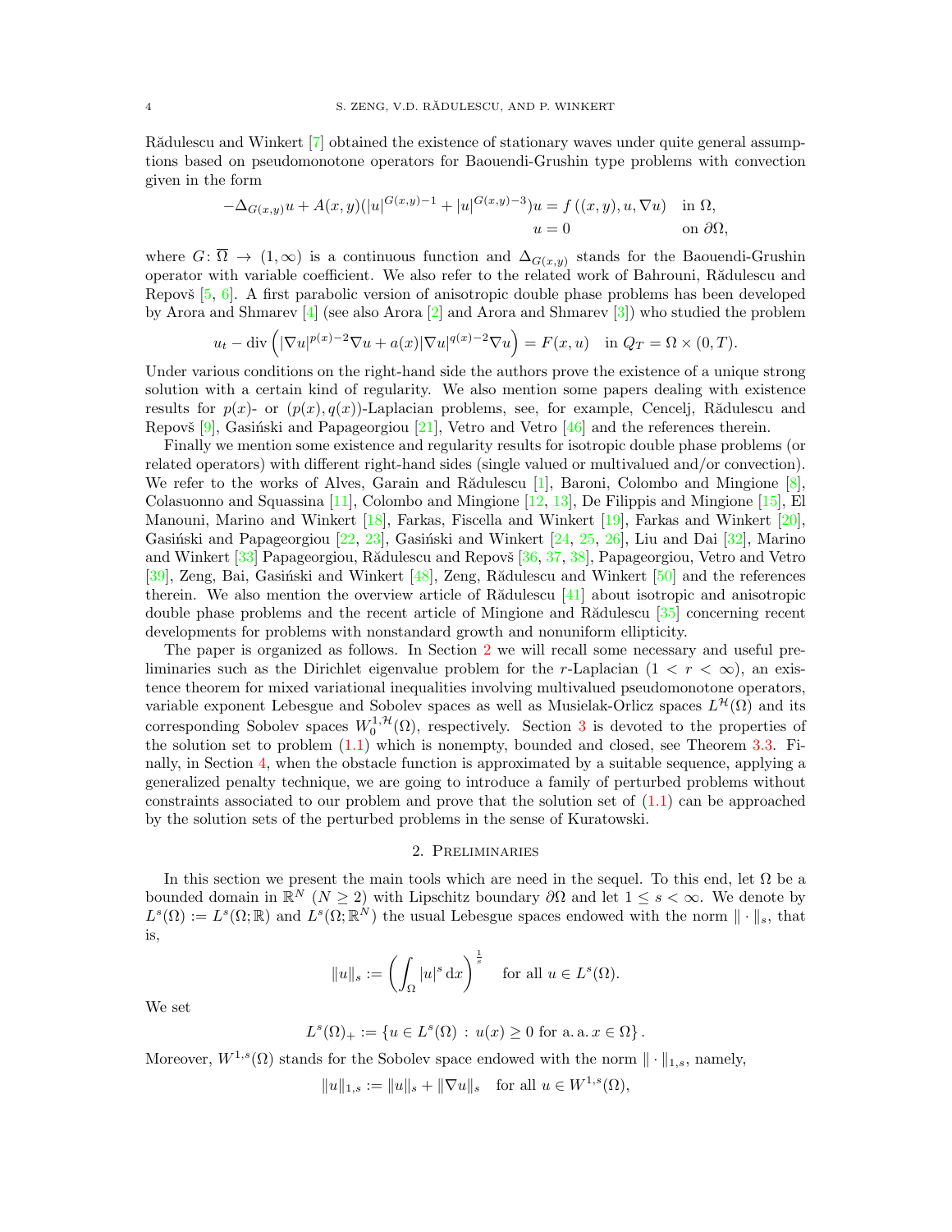Rădulescu and Winkert [7] obtained the existence of stationary waves under quite general assumptions based on pseudomonotone operators for Baouendi-Grushin type problems with convection given in the form

$$
\begin{aligned}
-\Delta_{G(x,y)} u + A(x,y)(|u|^{G(x,y)-1} + |u|^{G(x,y)-3})u &= f\left((x,y), u, \nabla u\right) \quad \text{in } \Omega,\\
u &= 0 \quad \text{on } \partial\Omega,
\end{aligned}
$$

where $G\colon \overline{\Omega} \to (1,\infty)$ is a continuous function and $\Delta_{G(x,y)}$ stands for the Baouendi-Grushin operator with variable coefficient. We also refer to the related work of Bahrouni, Rădulescu and Repovš [5, 6]. A first parabolic version of anisotropic double phase problems has been developed by Arora and Shmarev [4] (see also Arora [2] and Arora and Shmarev [3]) who studied the problem

$$
u_t - \operatorname{div}\left(|\nabla u|^{p(x)-2}\nabla u + a(x)|\nabla u|^{q(x)-2}\nabla u\right) = F(x,u) \quad \text{in } Q_T = \Omega \times (0,T).
$$

Under various conditions on the right-hand side the authors prove the existence of a unique strong solution with a certain kind of regularity. We also mention some papers dealing with existence results for $p(x)$- or $(p(x),q(x))$-Laplacian problems, see, for example, Cencelj, Rădulescu and Repovš [9], Gasiński and Papageorgiou [21], Vetro and Vetro [46] and the references therein.

Finally we mention some existence and regularity results for isotropic double phase problems (or related operators) with different right-hand sides (single valued or multivalued and/or convection). We refer to the works of Alves, Garain and Rădulescu [1], Baroni, Colombo and Mingione [8], Colasuonno and Squassina [11], Colombo and Mingione [12, 13], De Filippis and Mingione [15], El Manouni, Marino and Winkert [18], Farkas, Fiscella and Winkert [19], Farkas and Winkert [20], Gasiński and Papageorgiou [22, 23], Gasiński and Winkert [24, 25, 26], Liu and Dai [32], Marino and Winkert [33] Papageorgiou, Rădulescu and Repovš [36, 37, 38], Papageorgiou, Vetro and Vetro [39], Zeng, Bai, Gasiński and Winkert [48], Zeng, Rădulescu and Winkert [50] and the references therein. We also mention the overview article of Rădulescu [41] about isotropic and anisotropic double phase problems and the recent article of Mingione and Rădulescu [35] concerning recent developments for problems with nonstandard growth and nonuniform ellipticity.

The paper is organized as follows. In Section 2 we will recall some necessary and useful preliminaries such as the Dirichlet eigenvalue problem for the $r$-Laplacian $(1 < r < \infty)$, an existence theorem for mixed variational inequalities involving multivalued pseudomonotone operators, variable exponent Lebesgue and Sobolev spaces as well as Musielak-Orlicz spaces $L^{\mathcal{H}}(\Omega)$ and its corresponding Sobolev spaces $W^{1,\mathcal{H}}_0(\Omega)$, respectively. Section 3 is devoted to the properties of the solution set to problem (1.1) which is nonempty, bounded and closed, see Theorem 3.3. Finally, in Section 4, when the obstacle function is approximated by a suitable sequence, applying a generalized penalty technique, we are going to introduce a family of perturbed problems without constraints associated to our problem and prove that the solution set of (1.1) can be approached by the solution sets of the perturbed problems in the sense of Kuratowski.

## 2. Preliminaries

In this section we present the main tools which are need in the sequel. To this end, let $\Omega$ be a bounded domain in $\mathbb{R}^N$ $(N \geq 2)$ with Lipschitz boundary $\partial\Omega$ and let $1 \leq s < \infty$. We denote by $L^s(\Omega) := L^s(\Omega;\mathbb{R})$ and $L^s(\Omega;\mathbb{R}^N)$ the usual Lebesgue spaces endowed with the norm $\|\cdot\|_s$, that is,

$$
\|u\|_s := \left(\int_\Omega |u|^s \,\mathrm{d}x\right)^{\frac{1}{s}} \quad \text{for all } u \in L^s(\Omega).
$$

We set

$$
L^s(\Omega)_+ := \left\{u \in L^s(\Omega) \,:\, u(x) \geq 0 \text{ for a.a. } x \in \Omega\right\}.
$$

Moreover, $W^{1,s}(\Omega)$ stands for the Sobolev space endowed with the norm $\|\cdot\|_{1,s}$, namely,

$$
\|u\|_{1,s} := \|u\|_s + \|\nabla u\|_s \quad \text{for all } u \in W^{1,s}(\Omega),
$$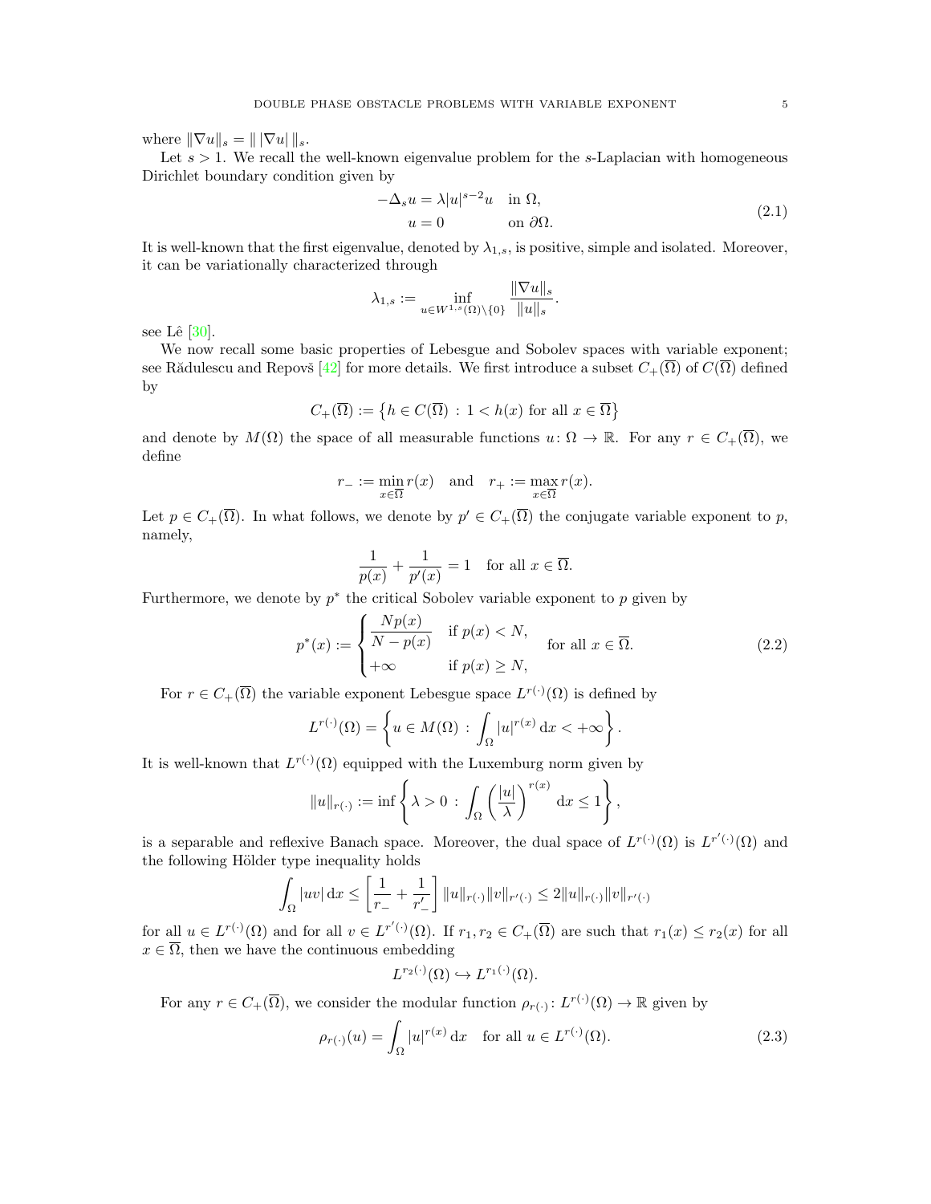where $\|\nabla u\|_s = \| \, |\nabla u| \, \|_s$.

Let $s > 1$. We recall the well-known eigenvalue problem for the $s$-Laplacian with homogeneous Dirichlet boundary condition given by

$$
\begin{aligned}
-\Delta_s u &= \lambda |u|^{s-2} u \quad \text{in } \Omega, \\
u &= 0 \qquad\qquad\quad \text{on } \partial\Omega.
\end{aligned}
\tag{2.1}
$$

It is well-known that the first eigenvalue, denoted by $\lambda_{1,s}$, is positive, simple and isolated. Moreover, it can be variationally characterized through

$$
\lambda_{1,s} := \inf_{u \in W^{1,s}(\Omega) \setminus \{0\}} \frac{\|\nabla u\|_s}{\|u\|_s}.
$$

see Lê [30].

We now recall some basic properties of Lebesgue and Sobolev spaces with variable exponent; see Rădulescu and Repovš [42] for more details. We first introduce a subset $C_+(\overline{\Omega})$ of $C(\overline{\Omega})$ defined by

$$
C_+(\overline{\Omega}) := \left\{ h \in C(\overline{\Omega}) \, : \, 1 < h(x) \text{ for all } x \in \overline{\Omega} \right\}
$$

and denote by $M(\Omega)$ the space of all measurable functions $u \colon \Omega \to \mathbb{R}$. For any $r \in C_+(\overline{\Omega})$, we define

$$
r_- := \min_{x \in \overline{\Omega}} r(x) \quad \text{and} \quad r_+ := \max_{x \in \overline{\Omega}} r(x).
$$

Let $p \in C_+(\overline{\Omega})$. In what follows, we denote by $p' \in C_+(\overline{\Omega})$ the conjugate variable exponent to $p$, namely,

$$
\frac{1}{p(x)} + \frac{1}{p'(x)} = 1 \quad \text{for all } x \in \overline{\Omega}.
$$

Furthermore, we denote by $p^*$ the critical Sobolev variable exponent to $p$ given by

$$
p^*(x) := \begin{cases} \dfrac{Np(x)}{N - p(x)} & \text{if } p(x) < N, \\ +\infty & \text{if } p(x) \geq N, \end{cases} \quad \text{for all } x \in \overline{\Omega}.
\tag{2.2}
$$

For $r \in C_+(\overline{\Omega})$ the variable exponent Lebesgue space $L^{r(\cdot)}(\Omega)$ is defined by

$$
L^{r(\cdot)}(\Omega) = \left\{ u \in M(\Omega) \, : \, \int_\Omega |u|^{r(x)} \, \mathrm{d}x < +\infty \right\}.
$$

It is well-known that $L^{r(\cdot)}(\Omega)$ equipped with the Luxemburg norm given by

$$
\|u\|_{r(\cdot)} := \inf \left\{ \lambda > 0 \, : \, \int_\Omega \left( \frac{|u|}{\lambda} \right)^{r(x)} \mathrm{d}x \leq 1 \right\},
$$

is a separable and reflexive Banach space. Moreover, the dual space of $L^{r(\cdot)}(\Omega)$ is $L^{r'(\cdot)}(\Omega)$ and the following Hölder type inequality holds

$$
\int_\Omega |uv| \, \mathrm{d}x \leq \left[ \frac{1}{r_-} + \frac{1}{r'_-} \right] \|u\|_{r(\cdot)} \|v\|_{r'(\cdot)} \leq 2 \|u\|_{r(\cdot)} \|v\|_{r'(\cdot)}
$$

for all $u \in L^{r(\cdot)}(\Omega)$ and for all $v \in L^{r'(\cdot)}(\Omega)$. If $r_1, r_2 \in C_+(\overline{\Omega})$ are such that $r_1(x) \leq r_2(x)$ for all $x \in \overline{\Omega}$, then we have the continuous embedding

$$
L^{r_2(\cdot)}(\Omega) \hookrightarrow L^{r_1(\cdot)}(\Omega).
$$

For any $r \in C_+(\overline{\Omega})$, we consider the modular function $\rho_{r(\cdot)} \colon L^{r(\cdot)}(\Omega) \to \mathbb{R}$ given by

$$
\rho_{r(\cdot)}(u) = \int_\Omega |u|^{r(x)} \, \mathrm{d}x \quad \text{for all } u \in L^{r(\cdot)}(\Omega).
\tag{2.3}
$$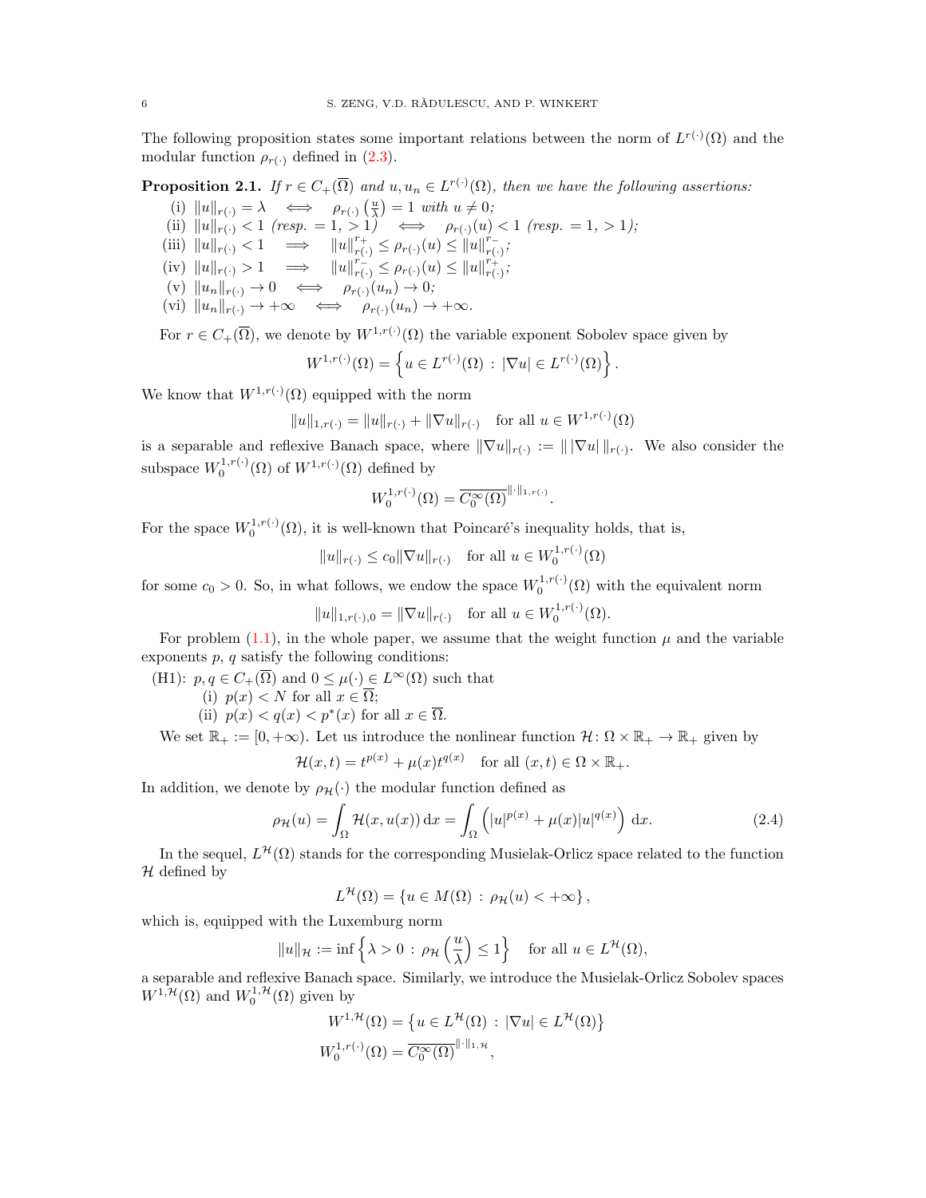The following proposition states some important relations between the norm of $L^{r(\cdot)}(\Omega)$ and the modular function $\rho_{r(\cdot)}$ defined in (2.3).

**Proposition 2.1.** *If $r \in C_+(\overline{\Omega})$ and $u, u_n \in L^{r(\cdot)}(\Omega)$, then we have the following assertions:*

(i) $\|u\|_{r(\cdot)} = \lambda \iff \rho_{r(\cdot)}\left(\frac{u}{\lambda}\right) = 1$ *with* $u \neq 0$;

(ii) $\|u\|_{r(\cdot)} < 1$ *(resp.* $= 1, > 1$*)* $\iff \rho_{r(\cdot)}(u) < 1$ *(resp.* $= 1, > 1$*)*;

(iii) $\|u\|_{r(\cdot)} < 1 \implies \|u\|_{r(\cdot)}^{r_+} \leq \rho_{r(\cdot)}(u) \leq \|u\|_{r(\cdot)}^{r_-}$;

(iv) $\|u\|_{r(\cdot)} > 1 \implies \|u\|_{r(\cdot)}^{r_-} \leq \rho_{r(\cdot)}(u) \leq \|u\|_{r(\cdot)}^{r_+}$;

(v) $\|u_n\|_{r(\cdot)} \to 0 \iff \rho_{r(\cdot)}(u_n) \to 0$;

(vi) $\|u_n\|_{r(\cdot)} \to +\infty \iff \rho_{r(\cdot)}(u_n) \to +\infty$.

For $r \in C_+(\overline{\Omega})$, we denote by $W^{1,r(\cdot)}(\Omega)$ the variable exponent Sobolev space given by

$$W^{1,r(\cdot)}(\Omega) = \left\{ u \in L^{r(\cdot)}(\Omega) \,:\, |\nabla u| \in L^{r(\cdot)}(\Omega) \right\}.$$

We know that $W^{1,r(\cdot)}(\Omega)$ equipped with the norm

$$\|u\|_{1,r(\cdot)} = \|u\|_{r(\cdot)} + \|\nabla u\|_{r(\cdot)} \quad \text{for all } u \in W^{1,r(\cdot)}(\Omega)$$

is a separable and reflexive Banach space, where $\|\nabla u\|_{r(\cdot)} := \|\,|\nabla u|\,\|_{r(\cdot)}$. We also consider the subspace $W_0^{1,r(\cdot)}(\Omega)$ of $W^{1,r(\cdot)}(\Omega)$ defined by

$$W_0^{1,r(\cdot)}(\Omega) = \overline{C_0^\infty(\Omega)}^{\|\cdot\|_{1,r(\cdot)}}.$$

For the space $W_0^{1,r(\cdot)}(\Omega)$, it is well-known that Poincaré's inequality holds, that is,

$$\|u\|_{r(\cdot)} \leq c_0 \|\nabla u\|_{r(\cdot)} \quad \text{for all } u \in W_0^{1,r(\cdot)}(\Omega)$$

for some $c_0 > 0$. So, in what follows, we endow the space $W_0^{1,r(\cdot)}(\Omega)$ with the equivalent norm

$$\|u\|_{1,r(\cdot),0} = \|\nabla u\|_{r(\cdot)} \quad \text{for all } u \in W_0^{1,r(\cdot)}(\Omega).$$

For problem (1.1), in the whole paper, we assume that the weight function $\mu$ and the variable exponents $p$, $q$ satisfy the following conditions:

(H1): $p, q \in C_+(\overline{\Omega})$ and $0 \leq \mu(\cdot) \in L^\infty(\Omega)$ such that
  (i) $p(x) < N$ for all $x \in \overline{\Omega}$;
  (ii) $p(x) < q(x) < p^*(x)$ for all $x \in \overline{\Omega}$.

We set $\mathbb{R}_+ := [0, +\infty)$. Let us introduce the nonlinear function $\mathcal{H}\colon \Omega \times \mathbb{R}_+ \to \mathbb{R}_+$ given by

$$\mathcal{H}(x,t) = t^{p(x)} + \mu(x) t^{q(x)} \quad \text{for all } (x,t) \in \Omega \times \mathbb{R}_+.$$

In addition, we denote by $\rho_{\mathcal{H}}(\cdot)$ the modular function defined as

$$\rho_{\mathcal{H}}(u) = \int_\Omega \mathcal{H}(x, u(x))\,\mathrm{d}x = \int_\Omega \left( |u|^{p(x)} + \mu(x)|u|^{q(x)} \right) \mathrm{d}x. \tag{2.4}$$

In the sequel, $L^{\mathcal{H}}(\Omega)$ stands for the corresponding Musielak-Orlicz space related to the function $\mathcal{H}$ defined by

$$L^{\mathcal{H}}(\Omega) = \left\{ u \in M(\Omega) \,:\, \rho_{\mathcal{H}}(u) < +\infty \right\},$$

which is, equipped with the Luxemburg norm

$$\|u\|_{\mathcal{H}} := \inf \left\{ \lambda > 0 \,:\, \rho_{\mathcal{H}}\left(\frac{u}{\lambda}\right) \leq 1 \right\} \quad \text{for all } u \in L^{\mathcal{H}}(\Omega),$$

a separable and reflexive Banach space. Similarly, we introduce the Musielak-Orlicz Sobolev spaces $W^{1,\mathcal{H}}(\Omega)$ and $W_0^{1,\mathcal{H}}(\Omega)$ given by

$$W^{1,\mathcal{H}}(\Omega) = \left\{ u \in L^{\mathcal{H}}(\Omega) \,:\, |\nabla u| \in L^{\mathcal{H}}(\Omega) \right\}$$

$$W_0^{1,r(\cdot)}(\Omega) = \overline{C_0^\infty(\Omega)}^{\|\cdot\|_{1,\mathcal{H}}},$$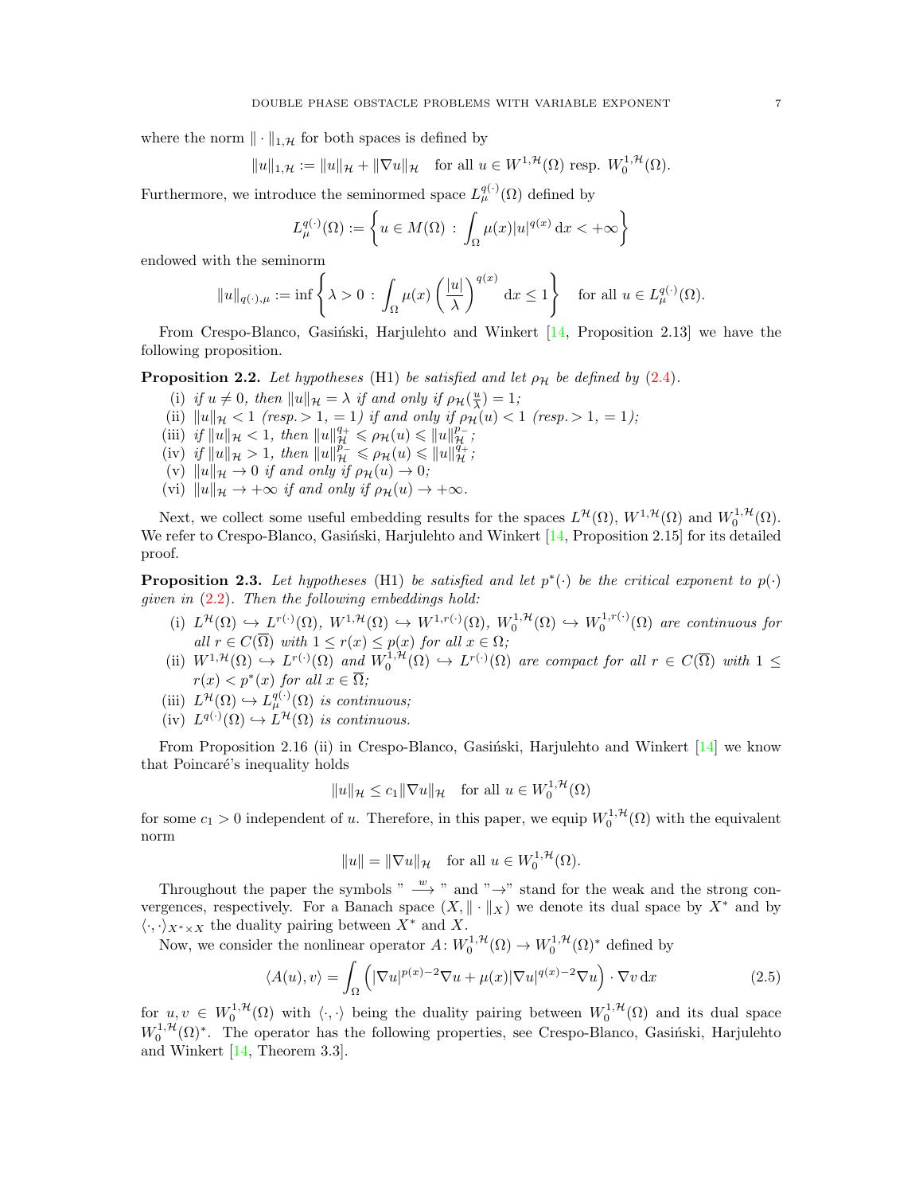where the norm $\|\cdot\|_{1,\mathcal{H}}$ for both spaces is defined by

$$\|u\|_{1,\mathcal{H}} := \|u\|_{\mathcal{H}} + \|\nabla u\|_{\mathcal{H}} \quad \text{for all } u \in W^{1,\mathcal{H}}(\Omega) \text{ resp. } W_0^{1,\mathcal{H}}(\Omega).$$

Furthermore, we introduce the seminormed space $L_\mu^{q(\cdot)}(\Omega)$ defined by

$$L_\mu^{q(\cdot)}(\Omega) := \left\{ u \in M(\Omega) \,:\, \int_\Omega \mu(x)|u|^{q(x)}\,\mathrm{d}x < +\infty \right\}$$

endowed with the seminorm

$$\|u\|_{q(\cdot),\mu} := \inf\left\{ \lambda > 0 \,:\, \int_\Omega \mu(x)\left(\frac{|u|}{\lambda}\right)^{q(x)}\mathrm{d}x \le 1 \right\} \quad \text{for all } u \in L_\mu^{q(\cdot)}(\Omega).$$

From Crespo-Blanco, Gasiński, Harjulehto and Winkert [14, Proposition 2.13] we have the following proposition.

**Proposition 2.2.** *Let hypotheses* (H1) *be satisfied and let $\rho_{\mathcal{H}}$ be defined by* (2.4).

- (i) *if $u \neq 0$, then $\|u\|_{\mathcal{H}} = \lambda$ if and only if $\rho_{\mathcal{H}}(\frac{u}{\lambda}) = 1$;*
- (ii) *$\|u\|_{\mathcal{H}} < 1$ (resp. $> 1$, $= 1$) if and only if $\rho_{\mathcal{H}}(u) < 1$ (resp. $> 1$, $= 1$);*
- (iii) *if $\|u\|_{\mathcal{H}} < 1$, then $\|u\|_{\mathcal{H}}^{q_+} \leqslant \rho_{\mathcal{H}}(u) \leqslant \|u\|_{\mathcal{H}}^{p_-}$;*
- (iv) *if $\|u\|_{\mathcal{H}} > 1$, then $\|u\|_{\mathcal{H}}^{p_-} \leqslant \rho_{\mathcal{H}}(u) \leqslant \|u\|_{\mathcal{H}}^{q_+}$;*
- (v) *$\|u\|_{\mathcal{H}} \to 0$ if and only if $\rho_{\mathcal{H}}(u) \to 0$;*
- (vi) *$\|u\|_{\mathcal{H}} \to +\infty$ if and only if $\rho_{\mathcal{H}}(u) \to +\infty$.*

Next, we collect some useful embedding results for the spaces $L^{\mathcal{H}}(\Omega)$, $W^{1,\mathcal{H}}(\Omega)$ and $W_0^{1,\mathcal{H}}(\Omega)$. We refer to Crespo-Blanco, Gasiński, Harjulehto and Winkert [14, Proposition 2.15] for its detailed proof.

**Proposition 2.3.** *Let hypotheses* (H1) *be satisfied and let $p^*(\cdot)$ be the critical exponent to $p(\cdot)$ given in* (2.2)*. Then the following embeddings hold:*

- (i) *$L^{\mathcal{H}}(\Omega) \hookrightarrow L^{r(\cdot)}(\Omega)$, $W^{1,\mathcal{H}}(\Omega) \hookrightarrow W^{1,r(\cdot)}(\Omega)$, $W_0^{1,\mathcal{H}}(\Omega) \hookrightarrow W_0^{1,r(\cdot)}(\Omega)$ are continuous for all $r \in C(\overline{\Omega})$ with $1 \le r(x) \le p(x)$ for all $x \in \Omega$;*
- (ii) *$W^{1,\mathcal{H}}(\Omega) \hookrightarrow L^{r(\cdot)}(\Omega)$ and $W_0^{1,\mathcal{H}}(\Omega) \hookrightarrow L^{r(\cdot)}(\Omega)$ are compact for all $r \in C(\overline{\Omega})$ with $1 \le r(x) < p^*(x)$ for all $x \in \overline{\Omega}$;*
- (iii) *$L^{\mathcal{H}}(\Omega) \hookrightarrow L_\mu^{q(\cdot)}(\Omega)$ is continuous;*
- (iv) *$L^{q(\cdot)}(\Omega) \hookrightarrow L^{\mathcal{H}}(\Omega)$ is continuous.*

From Proposition 2.16 (ii) in Crespo-Blanco, Gasiński, Harjulehto and Winkert [14] we know that Poincaré's inequality holds

$$\|u\|_{\mathcal{H}} \le c_1\|\nabla u\|_{\mathcal{H}} \quad \text{for all } u \in W_0^{1,\mathcal{H}}(\Omega)$$

for some $c_1 > 0$ independent of $u$. Therefore, in this paper, we equip $W_0^{1,\mathcal{H}}(\Omega)$ with the equivalent norm

$$\|u\| = \|\nabla u\|_{\mathcal{H}} \quad \text{for all } u \in W_0^{1,\mathcal{H}}(\Omega).$$

Throughout the paper the symbols " $\xrightarrow{w}$ " and "$\to$" stand for the weak and the strong convergences, respectively. For a Banach space $(X, \|\cdot\|_X)$ we denote its dual space by $X^*$ and by $\langle\cdot,\cdot\rangle_{X^*\times X}$ the duality pairing between $X^*$ and $X$.

Now, we consider the nonlinear operator $A\colon W_0^{1,\mathcal{H}}(\Omega) \to W_0^{1,\mathcal{H}}(\Omega)^*$ defined by

$$\langle A(u), v\rangle = \int_\Omega \left(|\nabla u|^{p(x)-2}\nabla u + \mu(x)|\nabla u|^{q(x)-2}\nabla u\right)\cdot\nabla v\,\mathrm{d}x \tag{2.5}$$

for $u, v \in W_0^{1,\mathcal{H}}(\Omega)$ with $\langle\cdot,\cdot\rangle$ being the duality pairing between $W_0^{1,\mathcal{H}}(\Omega)$ and its dual space $W_0^{1,\mathcal{H}}(\Omega)^*$. The operator has the following properties, see Crespo-Blanco, Gasiński, Harjulehto and Winkert [14, Theorem 3.3].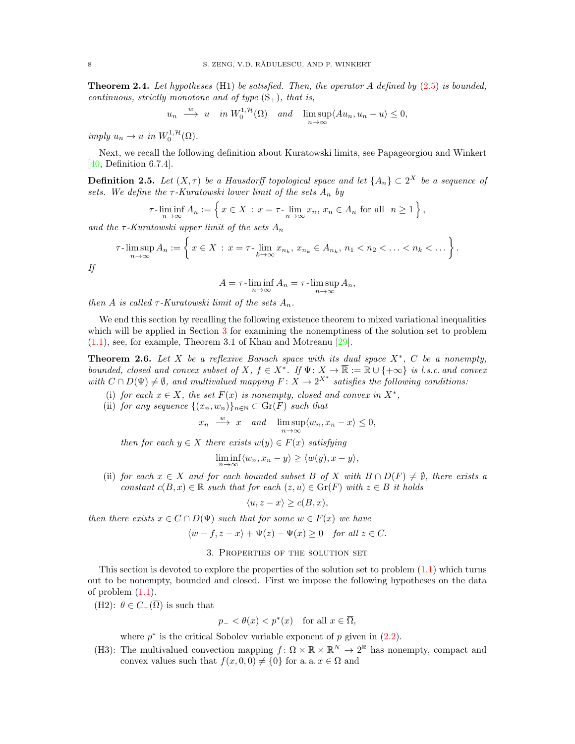**Theorem 2.4.** *Let hypotheses* (H1) *be satisfied. Then, the operator $A$ defined by* (2.5) *is bounded, continuous, strictly monotone and of type* $(\mathrm{S}_+)$*, that is,*

$$u_n \xrightarrow{\ w\ } u \quad \text{in } W_0^{1,\mathcal{H}}(\Omega) \quad \text{and} \quad \limsup_{n\to\infty} \langle Au_n, u_n - u\rangle \leq 0,$$

*imply $u_n \to u$ in $W_0^{1,\mathcal{H}}(\Omega)$.*

Next, we recall the following definition about Kuratowski limits, see Papageorgiou and Winkert [40, Definition 6.7.4].

**Definition 2.5.** *Let $(X,\tau)$ be a Hausdorff topological space and let $\{A_n\} \subset 2^X$ be a sequence of sets. We define the $\tau$-Kuratowski lower limit of the sets $A_n$ by*

$$\tau\text{-}\liminf_{n\to\infty} A_n := \left\{ x \in X \,:\, x = \tau\text{-}\lim_{n\to\infty} x_n,\, x_n \in A_n \text{ for all } \ n \geq 1 \right\},$$

*and the $\tau$-Kuratowski upper limit of the sets $A_n$*

$$\tau\text{-}\limsup_{n\to\infty} A_n := \left\{ x \in X \,:\, x = \tau\text{-}\lim_{k\to\infty} x_{n_k},\, x_{n_k} \in A_{n_k},\, n_1 < n_2 < \ldots < n_k < \ldots \right\}.$$

*If*

$$A = \tau\text{-}\liminf_{n\to\infty} A_n = \tau\text{-}\limsup_{n\to\infty} A_n,$$

*then $A$ is called $\tau$-Kuratowski limit of the sets $A_n$.*

We end this section by recalling the following existence theorem to mixed variational inequalities which will be applied in Section 3 for examining the nonemptiness of the solution set to problem (1.1), see, for example, Theorem 3.1 of Khan and Motreanu [29].

**Theorem 2.6.** *Let $X$ be a reflexive Banach space with its dual space $X^*$, $C$ be a nonempty, bounded, closed and convex subset of $X$, $f \in X^*$. If $\Psi\colon X \to \overline{\mathbb{R}} := \mathbb{R} \cup \{+\infty\}$ is l.s.c. and convex with $C \cap D(\Psi) \neq \emptyset$, and multivalued mapping $F\colon X \to 2^{X^*}$ satisfies the following conditions:*

(i) *for each $x \in X$, the set $F(x)$ is nonempty, closed and convex in $X^*$,*

(ii) *for any sequence $\{(x_n, w_n)\}_{n\in\mathbb{N}} \subset \operatorname{Gr}(F)$ such that*

$$x_n \xrightarrow{\ w\ } x \quad \text{and} \quad \limsup_{n\to\infty} \langle w_n, x_n - x\rangle \leq 0,$$

*then for each $y \in X$ there exists $w(y) \in F(x)$ satisfying*

$$\liminf_{n\to\infty} \langle w_n, x_n - y\rangle \geq \langle w(y), x - y\rangle,$$

(ii) *for each $x \in X$ and for each bounded subset $B$ of $X$ with $B \cap D(F) \neq \emptyset$, there exists a constant $c(B,x) \in \mathbb{R}$ such that for each $(z,u) \in \operatorname{Gr}(F)$ with $z \in B$ it holds*

$$\langle u, z - x\rangle \geq c(B,x),$$

*then there exists $x \in C \cap D(\Psi)$ such that for some $w \in F(x)$ we have*

$$\langle w - f, z - x\rangle + \Psi(z) - \Psi(x) \geq 0 \quad \text{for all } z \in C.$$

## 3. Properties of the solution set

This section is devoted to explore the properties of the solution set to problem (1.1) which turns out to be nonempty, bounded and closed. First we impose the following hypotheses on the data of problem (1.1).

(H2): $\theta \in C_+(\overline{\Omega})$ is such that

$$p_- < \theta(x) < p^*(x) \quad \text{for all } x \in \overline{\Omega},$$

where $p^*$ is the critical Sobolev variable exponent of $p$ given in (2.2).

(H3): The multivalued convection mapping $f\colon \Omega \times \mathbb{R} \times \mathbb{R}^N \to 2^{\mathbb{R}}$ has nonempty, compact and convex values such that $f(x,0,0) \neq \{0\}$ for a. a. $x \in \Omega$ and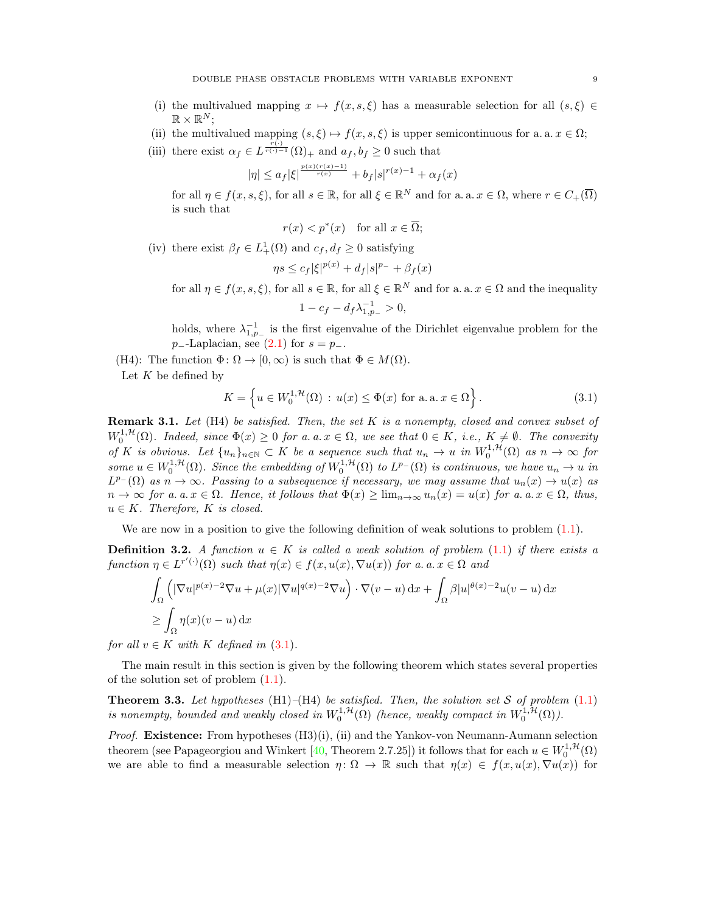(i) the multivalued mapping $x \mapsto f(x,s,\xi)$ has a measurable selection for all $(s,\xi) \in \mathbb{R} \times \mathbb{R}^N$;

(ii) the multivalued mapping $(s,\xi) \mapsto f(x,s,\xi)$ is upper semicontinuous for a. a. $x \in \Omega$;

(iii) there exist $\alpha_f \in L^{\frac{r(\cdot)}{r(\cdot)-1}}(\Omega)_+$ and $a_f, b_f \geq 0$ such that

$$|\eta| \leq a_f |\xi|^{\frac{p(x)(r(x)-1)}{r(x)}} + b_f |s|^{r(x)-1} + \alpha_f(x)$$

for all $\eta \in f(x,s,\xi)$, for all $s \in \mathbb{R}$, for all $\xi \in \mathbb{R}^N$ and for a. a. $x \in \Omega$, where $r \in C_+(\overline{\Omega})$ is such that

$$r(x) < p^*(x) \quad \text{for all } x \in \overline{\Omega};$$

(iv) there exist $\beta_f \in L^1_+(\Omega)$ and $c_f, d_f \geq 0$ satisfying

$$\eta s \leq c_f |\xi|^{p(x)} + d_f |s|^{p_-} + \beta_f(x)$$

for all $\eta \in f(x,s,\xi)$, for all $s \in \mathbb{R}$, for all $\xi \in \mathbb{R}^N$ and for a. a. $x \in \Omega$ and the inequality

$$1 - c_f - d_f \lambda_{1,p_-}^{-1} > 0,$$

holds, where $\lambda_{1,p_-}^{-1}$ is the first eigenvalue of the Dirichlet eigenvalue problem for the $p_-$-Laplacian, see (2.1) for $s = p_-$.

(H4): The function $\Phi \colon \Omega \to [0,\infty)$ is such that $\Phi \in M(\Omega)$.

Let $K$ be defined by

$$K = \left\{ u \in W_0^{1,\mathcal{H}}(\Omega) \,:\, u(x) \leq \Phi(x) \text{ for a. a. } x \in \Omega \right\}. \tag{3.1}$$

**Remark 3.1.** *Let* (H4) *be satisfied. Then, the set $K$ is a nonempty, closed and convex subset of $W_0^{1,\mathcal{H}}(\Omega)$. Indeed, since $\Phi(x) \geq 0$ for a. a. $x \in \Omega$, we see that $0 \in K$, i.e., $K \neq \emptyset$. The convexity of $K$ is obvious. Let $\{u_n\}_{n\in\mathbb{N}} \subset K$ be a sequence such that $u_n \to u$ in $W_0^{1,\mathcal{H}}(\Omega)$ as $n \to \infty$ for some $u \in W_0^{1,\mathcal{H}}(\Omega)$. Since the embedding of $W_0^{1,\mathcal{H}}(\Omega)$ to $L^{p_-}(\Omega)$ is continuous, we have $u_n \to u$ in $L^{p_-}(\Omega)$ as $n \to \infty$. Passing to a subsequence if necessary, we may assume that $u_n(x) \to u(x)$ as $n \to \infty$ for a. a. $x \in \Omega$. Hence, it follows that $\Phi(x) \geq \lim_{n\to\infty} u_n(x) = u(x)$ for a. a. $x \in \Omega$, thus, $u \in K$. Therefore, $K$ is closed.*

We are now in a position to give the following definition of weak solutions to problem (1.1).

**Definition 3.2.** *A function $u \in K$ is called a weak solution of problem* (1.1) *if there exists a function $\eta \in L^{r'(\cdot)}(\Omega)$ such that $\eta(x) \in f(x,u(x),\nabla u(x))$ for a. a. $x \in \Omega$ and*

$$\begin{aligned}
&\int_\Omega \left( |\nabla u|^{p(x)-2} \nabla u + \mu(x) |\nabla u|^{q(x)-2} \nabla u \right) \cdot \nabla (v-u) \,\mathrm{d}x + \int_\Omega \beta |u|^{\theta(x)-2} u (v-u) \,\mathrm{d}x \\
&\geq \int_\Omega \eta(x)(v-u) \,\mathrm{d}x
\end{aligned}$$

*for all $v \in K$ with $K$ defined in* (3.1).

The main result in this section is given by the following theorem which states several properties of the solution set of problem (1.1).

**Theorem 3.3.** *Let hypotheses* (H1)–(H4) *be satisfied. Then, the solution set $\mathcal{S}$ of problem* (1.1) *is nonempty, bounded and weakly closed in $W_0^{1,\mathcal{H}}(\Omega)$ (hence, weakly compact in $W_0^{1,\mathcal{H}}(\Omega)$).*

*Proof.* **Existence:** From hypotheses (H3)(i), (ii) and the Yankov-von Neumann-Aumann selection theorem (see Papageorgiou and Winkert [40, Theorem 2.7.25]) it follows that for each $u \in W_0^{1,\mathcal{H}}(\Omega)$ we are able to find a measurable selection $\eta \colon \Omega \to \mathbb{R}$ such that $\eta(x) \in f(x,u(x),\nabla u(x))$ for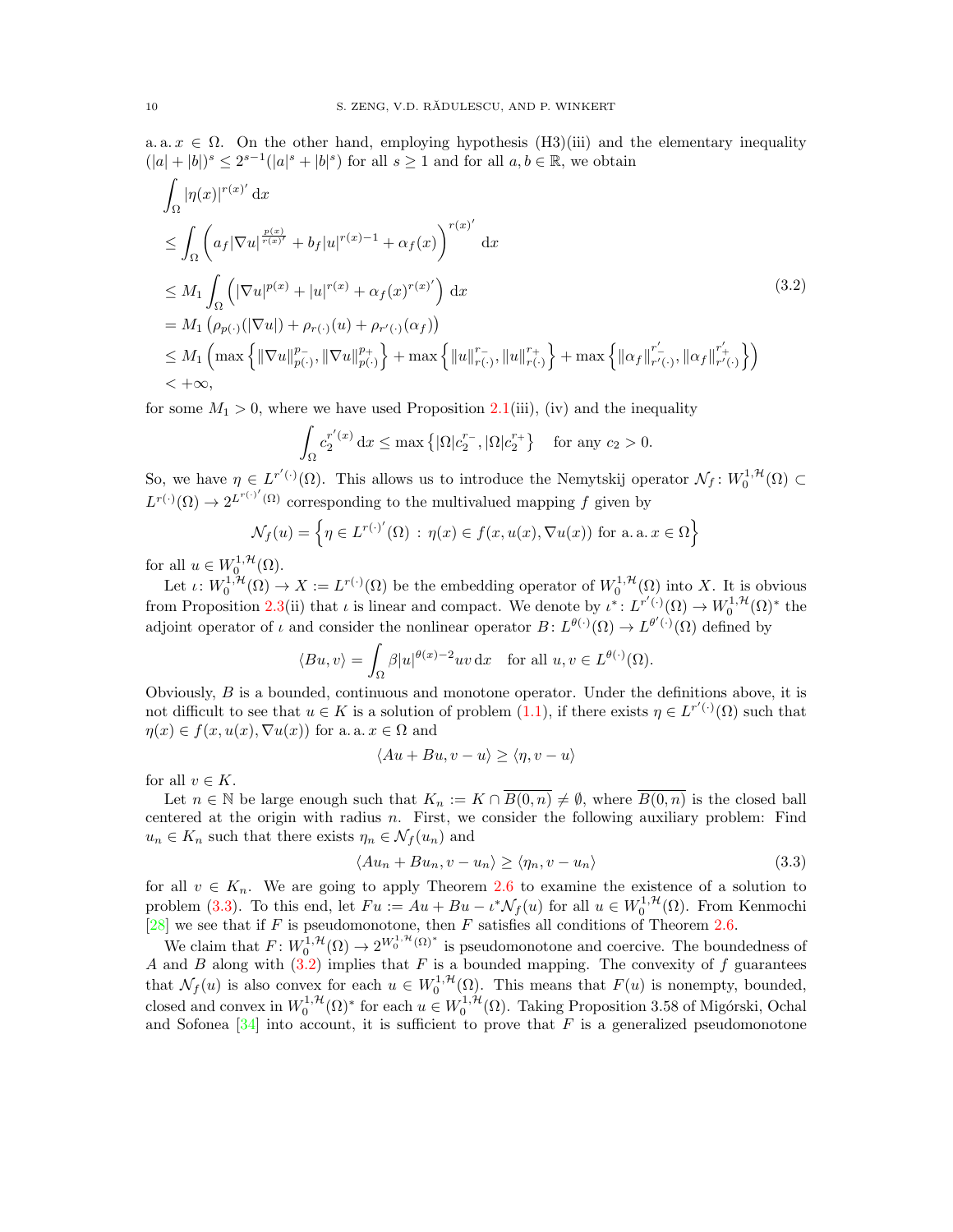a. a. $x \in \Omega$. On the other hand, employing hypothesis (H3)(iii) and the elementary inequality $(|a|+|b|)^s \leq 2^{s-1}(|a|^s+|b|^s)$ for all $s \geq 1$ and for all $a, b \in \mathbb{R}$, we obtain

$$
\begin{aligned}
&\int_\Omega |\eta(x)|^{r(x)'}\,\mathrm{d}x \\
&\leq \int_\Omega \left(a_f|\nabla u|^{\frac{p(x)}{r(x)'}} + b_f|u|^{r(x)-1} + \alpha_f(x)\right)^{r(x)'}\,\mathrm{d}x \\
&\leq M_1 \int_\Omega \left(|\nabla u|^{p(x)} + |u|^{r(x)} + \alpha_f(x)^{r(x)'}\right)\,\mathrm{d}x \\
&= M_1\left(\rho_{p(\cdot)}(|\nabla u|) + \rho_{r(\cdot)}(u) + \rho_{r'(\cdot)}(\alpha_f)\right) \\
&\leq M_1\left(\max\left\{\|\nabla u\|_{p(\cdot)}^{p_-}, \|\nabla u\|_{p(\cdot)}^{p_+}\right\} + \max\left\{\|u\|_{r(\cdot)}^{r_-}, \|u\|_{r(\cdot)}^{r_+}\right\} + \max\left\{\|\alpha_f\|_{r'(\cdot)}^{r'_-}, \|\alpha_f\|_{r'(\cdot)}^{r'_+}\right\}\right) \\
&< +\infty,
\end{aligned}
\tag{3.2}
$$

for some $M_1 > 0$, where we have used Proposition 2.1(iii), (iv) and the inequality

$$
\int_\Omega c_2^{r'(x)}\,\mathrm{d}x \leq \max\left\{|\Omega| c_2^{r_-}, |\Omega| c_2^{r_+}\right\} \quad \text{for any } c_2 > 0.
$$

So, we have $\eta \in L^{r'(\cdot)}(\Omega)$. This allows us to introduce the Nemytskij operator $\mathcal{N}_f \colon W_0^{1,\mathcal{H}}(\Omega) \subset L^{r(\cdot)}(\Omega) \to 2^{L^{r(\cdot)'}(\Omega)}$ corresponding to the multivalued mapping $f$ given by

$$
\mathcal{N}_f(u) = \left\{\eta \in L^{r(\cdot)'}(\Omega) \,:\, \eta(x) \in f(x, u(x), \nabla u(x)) \text{ for a. a. } x \in \Omega\right\}
$$

for all $u \in W_0^{1,\mathcal{H}}(\Omega)$.

Let $\iota \colon W_0^{1,\mathcal{H}}(\Omega) \to X := L^{r(\cdot)}(\Omega)$ be the embedding operator of $W_0^{1,\mathcal{H}}(\Omega)$ into $X$. It is obvious from Proposition 2.3(ii) that $\iota$ is linear and compact. We denote by $\iota^* \colon L^{r'(\cdot)}(\Omega) \to W_0^{1,\mathcal{H}}(\Omega)^*$ the adjoint operator of $\iota$ and consider the nonlinear operator $B \colon L^{\theta(\cdot)}(\Omega) \to L^{\theta'(\cdot)}(\Omega)$ defined by

$$
\langle Bu, v\rangle = \int_\Omega \beta |u|^{\theta(x)-2} uv\,\mathrm{d}x \quad \text{for all } u, v \in L^{\theta(\cdot)}(\Omega).
$$

Obviously, $B$ is a bounded, continuous and monotone operator. Under the definitions above, it is not difficult to see that $u \in K$ is a solution of problem (1.1), if there exists $\eta \in L^{r'(\cdot)}(\Omega)$ such that $\eta(x) \in f(x, u(x), \nabla u(x))$ for a. a. $x \in \Omega$ and

$$
\langle Au + Bu, v - u\rangle \geq \langle \eta, v - u\rangle
$$

for all $v \in K$.

Let $n \in \mathbb{N}$ be large enough such that $K_n := K \cap \overline{B(0,n)} \neq \emptyset$, where $\overline{B(0,n)}$ is the closed ball centered at the origin with radius $n$. First, we consider the following auxiliary problem: Find $u_n \in K_n$ such that there exists $\eta_n \in \mathcal{N}_f(u_n)$ and

$$
\langle Au_n + Bu_n, v - u_n\rangle \geq \langle \eta_n, v - u_n\rangle \tag{3.3}
$$

for all $v \in K_n$. We are going to apply Theorem 2.6 to examine the existence of a solution to problem (3.3). To this end, let $Fu := Au + Bu - \iota^*\mathcal{N}_f(u)$ for all $u \in W_0^{1,\mathcal{H}}(\Omega)$. From Kenmochi [28] we see that if $F$ is pseudomonotone, then $F$ satisfies all conditions of Theorem 2.6.

We claim that $F \colon W_0^{1,\mathcal{H}}(\Omega) \to 2^{W_0^{1,\mathcal{H}}(\Omega)^*}$ is pseudomonotone and coercive. The boundedness of $A$ and $B$ along with (3.2) implies that $F$ is a bounded mapping. The convexity of $f$ guarantees that $\mathcal{N}_f(u)$ is also convex for each $u \in W_0^{1,\mathcal{H}}(\Omega)$. This means that $F(u)$ is nonempty, bounded, closed and convex in $W_0^{1,\mathcal{H}}(\Omega)^*$ for each $u \in W_0^{1,\mathcal{H}}(\Omega)$. Taking Proposition 3.58 of Migórski, Ochal and Sofonea [34] into account, it is sufficient to prove that $F$ is a generalized pseudomonotone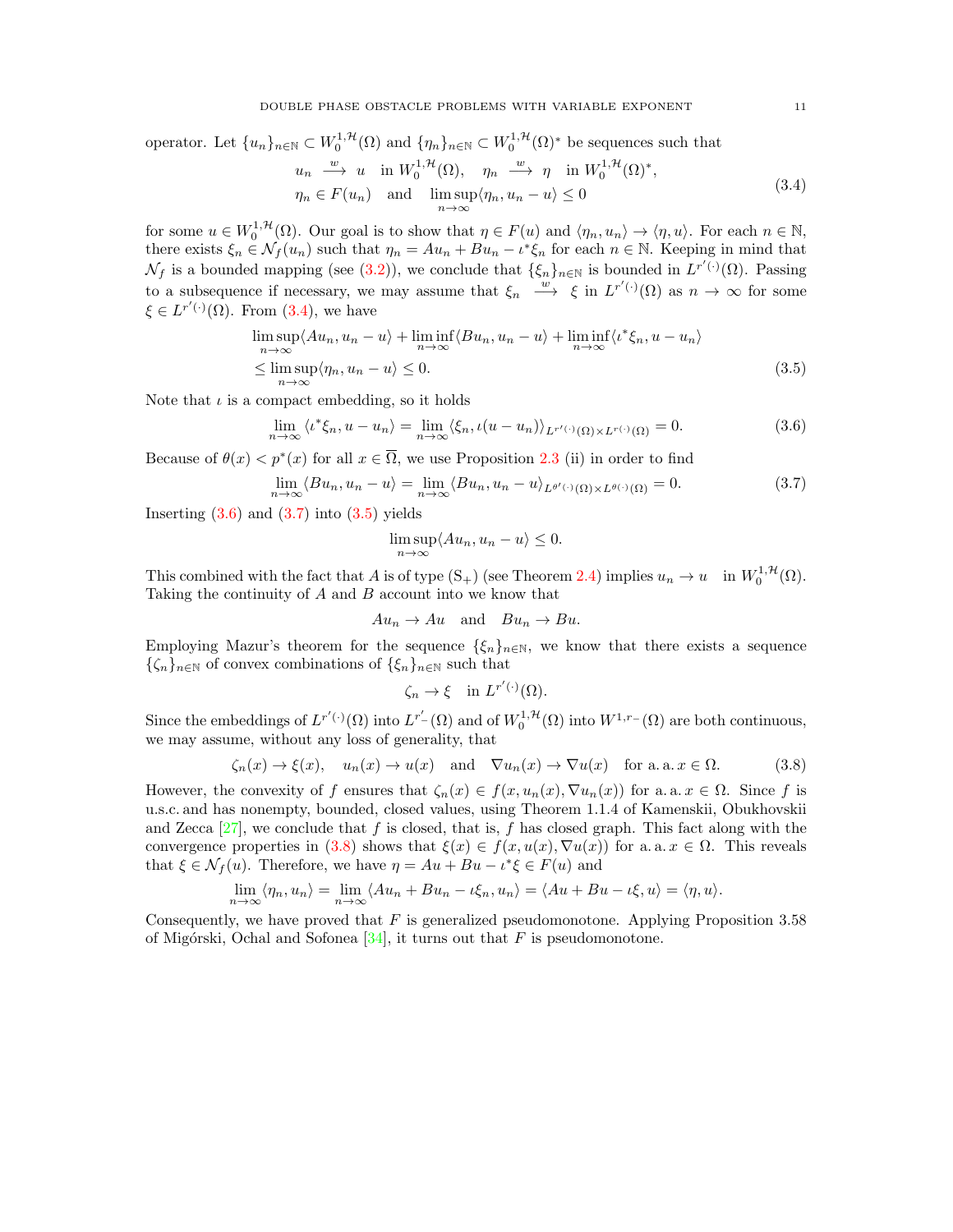operator. Let $\{u_n\}_{n\in\mathbb{N}} \subset W_0^{1,\mathcal{H}}(\Omega)$ and $\{\eta_n\}_{n\in\mathbb{N}} \subset W_0^{1,\mathcal{H}}(\Omega)^*$ be sequences such that

$$
\begin{aligned}
&u_n \xrightarrow{\;w\;} u \quad \text{in } W_0^{1,\mathcal{H}}(\Omega), \quad \eta_n \xrightarrow{\;w\;} \eta \quad \text{in } W_0^{1,\mathcal{H}}(\Omega)^*, \\
&\eta_n \in F(u_n) \quad \text{and} \quad \limsup_{n\to\infty} \langle \eta_n, u_n - u\rangle \le 0
\end{aligned}
\tag{3.4}
$$

for some $u \in W_0^{1,\mathcal{H}}(\Omega)$. Our goal is to show that $\eta \in F(u)$ and $\langle \eta_n, u_n\rangle \to \langle \eta, u\rangle$. For each $n \in \mathbb{N}$, there exists $\xi_n \in \mathcal{N}_f(u_n)$ such that $\eta_n = Au_n + Bu_n - \iota^*\xi_n$ for each $n \in \mathbb{N}$. Keeping in mind that $\mathcal{N}_f$ is a bounded mapping (see (3.2)), we conclude that $\{\xi_n\}_{n\in\mathbb{N}}$ is bounded in $L^{r'(\cdot)}(\Omega)$. Passing to a subsequence if necessary, we may assume that $\xi_n \xrightarrow{\;w\;} \xi$ in $L^{r'(\cdot)}(\Omega)$ as $n \to \infty$ for some $\xi \in L^{r'(\cdot)}(\Omega)$. From (3.4), we have

$$
\begin{aligned}
&\limsup_{n\to\infty} \langle Au_n, u_n - u\rangle + \liminf_{n\to\infty} \langle Bu_n, u_n - u\rangle + \liminf_{n\to\infty} \langle \iota^*\xi_n, u - u_n\rangle \\
&\le \limsup_{n\to\infty} \langle \eta_n, u_n - u\rangle \le 0.
\end{aligned}
\tag{3.5}
$$

Note that $\iota$ is a compact embedding, so it holds

$$
\lim_{n\to\infty} \langle \iota^*\xi_n, u - u_n\rangle = \lim_{n\to\infty} \langle \xi_n, \iota(u - u_n)\rangle_{L^{r'(\cdot)}(\Omega)\times L^{r(\cdot)}(\Omega)} = 0.
\tag{3.6}
$$

Because of $\theta(x) < p^*(x)$ for all $x \in \overline{\Omega}$, we use Proposition 2.3 (ii) in order to find

$$
\lim_{n\to\infty} \langle Bu_n, u_n - u\rangle = \lim_{n\to\infty} \langle Bu_n, u_n - u\rangle_{L^{\theta'(\cdot)}(\Omega)\times L^{\theta(\cdot)}(\Omega)} = 0.
\tag{3.7}
$$

Inserting (3.6) and (3.7) into (3.5) yields

$$
\limsup_{n\to\infty} \langle Au_n, u_n - u\rangle \le 0.
$$

This combined with the fact that $A$ is of type $(\mathrm{S}_+)$ (see Theorem 2.4) implies $u_n \to u$ in $W_0^{1,\mathcal{H}}(\Omega)$. Taking the continuity of $A$ and $B$ account into we know that

$$
Au_n \to Au \quad \text{and} \quad Bu_n \to Bu.
$$

Employing Mazur's theorem for the sequence $\{\xi_n\}_{n\in\mathbb{N}}$, we know that there exists a sequence $\{\zeta_n\}_{n\in\mathbb{N}}$ of convex combinations of $\{\xi_n\}_{n\in\mathbb{N}}$ such that

$$
\zeta_n \to \xi \quad \text{in } L^{r'(\cdot)}(\Omega).
$$

Since the embeddings of $L^{r'(\cdot)}(\Omega)$ into $L^{r'_-}(\Omega)$ and of $W_0^{1,\mathcal{H}}(\Omega)$ into $W^{1,r_-}(\Omega)$ are both continuous, we may assume, without any loss of generality, that

$$
\zeta_n(x) \to \xi(x), \quad u_n(x) \to u(x) \quad \text{and} \quad \nabla u_n(x) \to \nabla u(x) \quad \text{for a. a. } x \in \Omega.
\tag{3.8}
$$

However, the convexity of $f$ ensures that $\zeta_n(x) \in f(x, u_n(x), \nabla u_n(x))$ for a. a. $x \in \Omega$. Since $f$ is u.s.c. and has nonempty, bounded, closed values, using Theorem 1.1.4 of Kamenskii, Obukhovskii and Zecca [27], we conclude that $f$ is closed, that is, $f$ has closed graph. This fact along with the convergence properties in (3.8) shows that $\xi(x) \in f(x, u(x), \nabla u(x))$ for a. a. $x \in \Omega$. This reveals that $\xi \in \mathcal{N}_f(u)$. Therefore, we have $\eta = Au + Bu - \iota^*\xi \in F(u)$ and

$$
\lim_{n\to\infty} \langle \eta_n, u_n\rangle = \lim_{n\to\infty} \langle Au_n + Bu_n - \iota\xi_n, u_n\rangle = \langle Au + Bu - \iota\xi, u\rangle = \langle \eta, u\rangle.
$$

Consequently, we have proved that $F$ is generalized pseudomonotone. Applying Proposition 3.58 of Migórski, Ochal and Sofonea [34], it turns out that $F$ is pseudomonotone.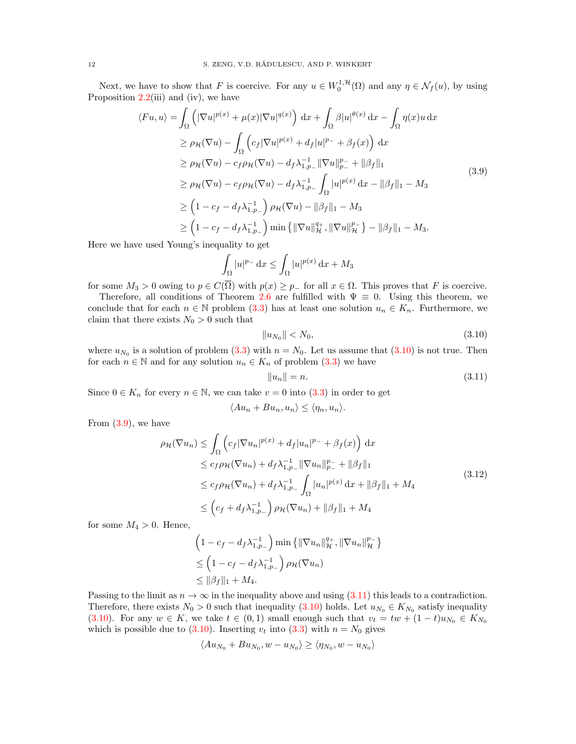Next, we have to show that $F$ is coercive. For any $u \in W_0^{1,\mathcal{H}}(\Omega)$ and any $\eta \in \mathcal{N}_f(u)$, by using Proposition 2.2(iii) and (iv), we have

$$
\begin{aligned}
\langle Fu, u\rangle &= \int_\Omega \left(|\nabla u|^{p(x)} + \mu(x)|\nabla u|^{q(x)}\right) \mathrm{d}x + \int_\Omega \beta |u|^{\theta(x)} \,\mathrm{d}x - \int_\Omega \eta(x) u \,\mathrm{d}x\\
&\geq \rho_{\mathcal{H}}(\nabla u) - \int_\Omega \left(c_f|\nabla u|^{p(x)} + d_f|u|^{p_-} + \beta_f(x)\right) \mathrm{d}x\\
&\geq \rho_{\mathcal{H}}(\nabla u) - c_f\rho_{\mathcal{H}}(\nabla u) - d_f\lambda_{1,p_-}^{-1}\|\nabla u\|_{p_-}^{p_-} + \|\beta_f\|_1\\
&\geq \rho_{\mathcal{H}}(\nabla u) - c_f\rho_{\mathcal{H}}(\nabla u) - d_f\lambda_{1,p_-}^{-1}\int_\Omega |u|^{p(x)}\,\mathrm{d}x - \|\beta_f\|_1 - M_3\\
&\geq \left(1 - c_f - d_f\lambda_{1,p_-}^{-1}\right)\rho_{\mathcal{H}}(\nabla u) - \|\beta_f\|_1 - M_3\\
&\geq \left(1 - c_f - d_f\lambda_{1,p_-}^{-1}\right)\min\left\{\|\nabla u\|_{\mathcal{H}}^{q_+}, \|\nabla u\|_{\mathcal{H}}^{p_-}\right\} - \|\beta_f\|_1 - M_3.
\end{aligned}
\tag{3.9}
$$

Here we have used Young's inequality to get

$$
\int_\Omega |u|^{p_-}\,\mathrm{d}x \leq \int_\Omega |u|^{p(x)}\,\mathrm{d}x + M_3
$$

for some $M_3 > 0$ owing to $p \in C(\overline{\Omega})$ with $p(x) \geq p_-$ for all $x \in \Omega$. This proves that $F$ is coercive.

Therefore, all conditions of Theorem 2.6 are fulfilled with $\Psi \equiv 0$. Using this theorem, we conclude that for each $n \in \mathbb{N}$ problem (3.3) has at least one solution $u_n \in K_n$. Furthermore, we claim that there exists $N_0 > 0$ such that

$$
\|u_{N_0}\| < N_0, \tag{3.10}
$$

where $u_{N_0}$ is a solution of problem (3.3) with $n = N_0$. Let us assume that (3.10) is not true. Then for each $n \in \mathbb{N}$ and for any solution $u_n \in K_n$ of problem (3.3) we have

$$
\|u_n\| = n. \tag{3.11}
$$

Since $0 \in K_n$ for every $n \in \mathbb{N}$, we can take $v = 0$ into (3.3) in order to get

$$
\langle Au_n + Bu_n, u_n\rangle \leq \langle \eta_n, u_n\rangle.
$$

From (3.9), we have

$$
\begin{aligned}
\rho_{\mathcal{H}}(\nabla u_n) &\leq \int_\Omega \left(c_f|\nabla u_n|^{p(x)} + d_f|u_n|^{p_-} + \beta_f(x)\right) \mathrm{d}x\\
&\leq c_f\rho_{\mathcal{H}}(\nabla u_n) + d_f\lambda_{1,p_-}^{-1}\|\nabla u_n\|_{p_-}^{p_-} + \|\beta_f\|_1\\
&\leq c_f\rho_{\mathcal{H}}(\nabla u_n) + d_f\lambda_{1,p_-}^{-1}\int_\Omega |u_n|^{p(x)}\,\mathrm{d}x + \|\beta_f\|_1 + M_4\\
&\leq \left(c_f + d_f\lambda_{1,p_-}^{-1}\right)\rho_{\mathcal{H}}(\nabla u_n) + \|\beta_f\|_1 + M_4
\end{aligned}
\tag{3.12}
$$

for some $M_4 > 0$. Hence,

$$
\begin{aligned}
&\left(1 - c_f - d_f\lambda_{1,p_-}^{-1}\right)\min\left\{\|\nabla u_n\|_{\mathcal{H}}^{q_+}, \|\nabla u_n\|_{\mathcal{H}}^{p_-}\right\}\\
&\leq \left(1 - c_f - d_f\lambda_{1,p_-}^{-1}\right)\rho_{\mathcal{H}}(\nabla u_n)\\
&\leq \|\beta_f\|_1 + M_4.
\end{aligned}
$$

Passing to the limit as $n \to \infty$ in the inequality above and using (3.11) this leads to a contradiction. Therefore, there exists $N_0 > 0$ such that inequality (3.10) holds. Let $u_{N_0} \in K_{N_0}$ satisfy inequality (3.10). For any $w \in K$, we take $t \in (0,1)$ small enough such that $v_t = tw + (1-t)u_{N_0} \in K_{N_0}$ which is possible due to (3.10). Inserting $v_t$ into (3.3) with $n = N_0$ gives

$$
\langle Au_{N_0} + Bu_{N_0}, w - u_{N_0}\rangle \geq \langle \eta_{N_0}, w - u_{N_0}\rangle
$$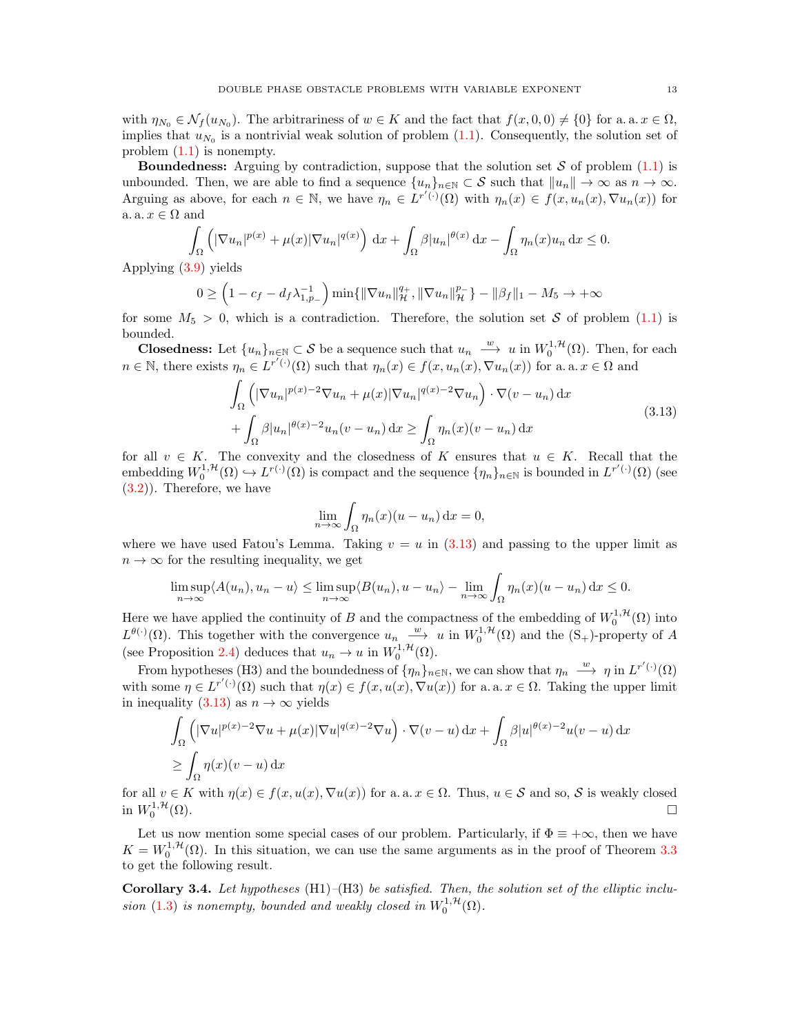with $\eta_{N_0} \in \mathcal{N}_f(u_{N_0})$. The arbitrariness of $w \in K$ and the fact that $f(x, 0, 0) \neq \{0\}$ for a. a. $x \in \Omega$, implies that $u_{N_0}$ is a nontrivial weak solution of problem (1.1). Consequently, the solution set of problem (1.1) is nonempty.

**Boundedness:** Arguing by contradiction, suppose that the solution set $\mathcal{S}$ of problem (1.1) is unbounded. Then, we are able to find a sequence $\{u_n\}_{n\in\mathbb{N}} \subset \mathcal{S}$ such that $\|u_n\| \to \infty$ as $n \to \infty$. Arguing as above, for each $n \in \mathbb{N}$, we have $\eta_n \in L^{r'(\cdot)}(\Omega)$ with $\eta_n(x) \in f(x, u_n(x), \nabla u_n(x))$ for a. a. $x \in \Omega$ and

$$\int_\Omega \left(|\nabla u_n|^{p(x)} + \mu(x)|\nabla u_n|^{q(x)}\right) \mathrm{d}x + \int_\Omega \beta |u_n|^{\theta(x)} \,\mathrm{d}x - \int_\Omega \eta_n(x) u_n \,\mathrm{d}x \leq 0.$$

Applying (3.9) yields

$$0 \geq \left(1 - c_f - d_f \lambda_{1,p_-}^{-1}\right) \min\{\|\nabla u_n\|_{\mathcal{H}}^{q_+}, \|\nabla u_n\|_{\mathcal{H}}^{p_-}\} - \|\beta_f\|_1 - M_5 \to +\infty$$

for some $M_5 > 0$, which is a contradiction. Therefore, the solution set $\mathcal{S}$ of problem (1.1) is bounded.

**Closedness:** Let $\{u_n\}_{n\in\mathbb{N}} \subset \mathcal{S}$ be a sequence such that $u_n \xrightarrow{w} u$ in $W_0^{1,\mathcal{H}}(\Omega)$. Then, for each $n \in \mathbb{N}$, there exists $\eta_n \in L^{r'(\cdot)}(\Omega)$ such that $\eta_n(x) \in f(x, u_n(x), \nabla u_n(x))$ for a. a. $x \in \Omega$ and

$$\begin{aligned}
&\int_\Omega \left(|\nabla u_n|^{p(x)-2}\nabla u_n + \mu(x)|\nabla u_n|^{q(x)-2}\nabla u_n\right) \cdot \nabla(v - u_n) \,\mathrm{d}x \\
&+ \int_\Omega \beta |u_n|^{\theta(x)-2} u_n (v - u_n) \,\mathrm{d}x \geq \int_\Omega \eta_n(x)(v - u_n) \,\mathrm{d}x
\end{aligned} \tag{3.13}$$

for all $v \in K$. The convexity and the closedness of $K$ ensures that $u \in K$. Recall that the embedding $W_0^{1,\mathcal{H}}(\Omega) \hookrightarrow L^{r(\cdot)}(\Omega)$ is compact and the sequence $\{\eta_n\}_{n\in\mathbb{N}}$ is bounded in $L^{r'(\cdot)}(\Omega)$ (see (3.2)). Therefore, we have

$$\lim_{n\to\infty} \int_\Omega \eta_n(x)(u - u_n) \,\mathrm{d}x = 0,$$

where we have used Fatou's Lemma. Taking $v = u$ in (3.13) and passing to the upper limit as $n \to \infty$ for the resulting inequality, we get

$$\limsup_{n\to\infty} \langle A(u_n), u_n - u \rangle \leq \limsup_{n\to\infty} \langle B(u_n), u - u_n \rangle - \lim_{n\to\infty} \int_\Omega \eta_n(x)(u - u_n) \,\mathrm{d}x \leq 0.$$

Here we have applied the continuity of $B$ and the compactness of the embedding of $W_0^{1,\mathcal{H}}(\Omega)$ into $L^{\theta(\cdot)}(\Omega)$. This together with the convergence $u_n \xrightarrow{w} u$ in $W_0^{1,\mathcal{H}}(\Omega)$ and the $(\mathrm{S}_+)$-property of $A$ (see Proposition 2.4) deduces that $u_n \to u$ in $W_0^{1,\mathcal{H}}(\Omega)$.

From hypotheses (H3) and the boundedness of $\{\eta_n\}_{n\in\mathbb{N}}$, we can show that $\eta_n \xrightarrow{w} \eta$ in $L^{r'(\cdot)}(\Omega)$ with some $\eta \in L^{r'(\cdot)}(\Omega)$ such that $\eta(x) \in f(x, u(x), \nabla u(x))$ for a. a. $x \in \Omega$. Taking the upper limit in inequality (3.13) as $n \to \infty$ yields

$$\begin{aligned}
&\int_\Omega \left(|\nabla u|^{p(x)-2}\nabla u + \mu(x)|\nabla u|^{q(x)-2}\nabla u\right) \cdot \nabla(v - u) \,\mathrm{d}x + \int_\Omega \beta |u|^{\theta(x)-2} u (v - u) \,\mathrm{d}x \\
&\geq \int_\Omega \eta(x)(v - u) \,\mathrm{d}x
\end{aligned}$$

for all $v \in K$ with $\eta(x) \in f(x, u(x), \nabla u(x))$ for a. a. $x \in \Omega$. Thus, $u \in \mathcal{S}$ and so, $\mathcal{S}$ is weakly closed in $W_0^{1,\mathcal{H}}(\Omega)$. $\square$

Let us now mention some special cases of our problem. Particularly, if $\Phi \equiv +\infty$, then we have $K = W_0^{1,\mathcal{H}}(\Omega)$. In this situation, we can use the same arguments as in the proof of Theorem 3.3 to get the following result.

**Corollary 3.4.** *Let hypotheses* (H1)–(H3) *be satisfied. Then, the solution set of the elliptic inclusion* (1.3) *is nonempty, bounded and weakly closed in* $W_0^{1,\mathcal{H}}(\Omega)$.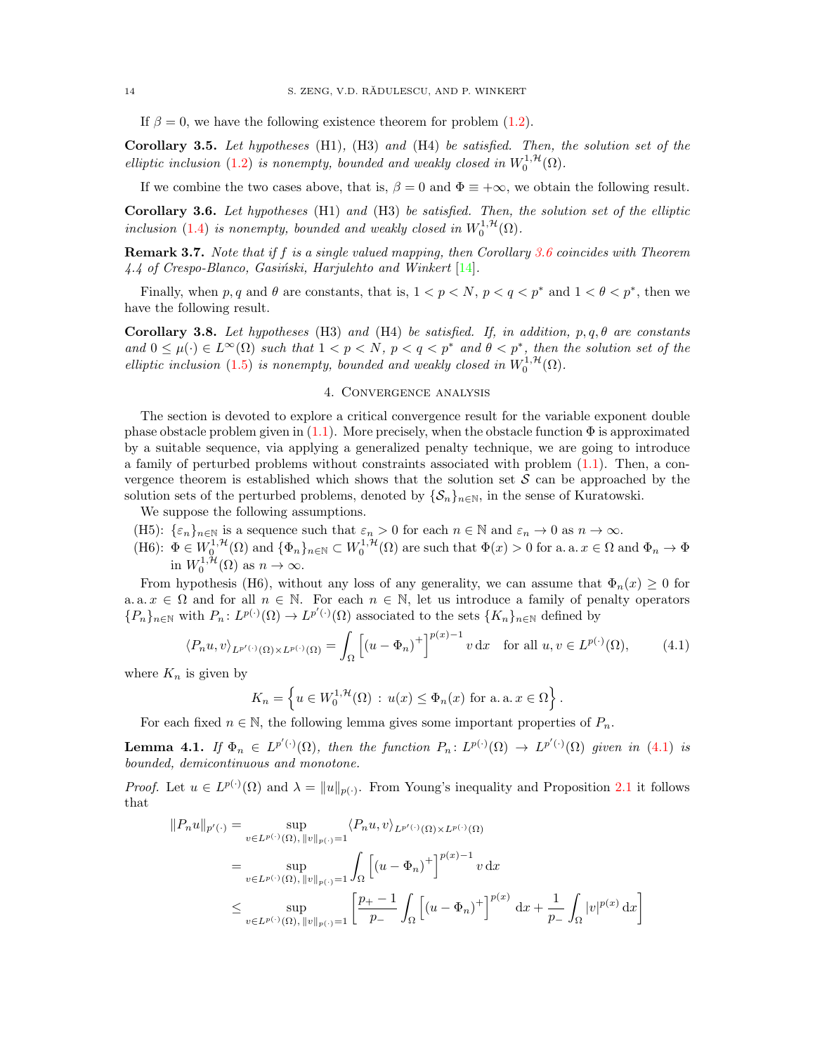If $\beta = 0$, we have the following existence theorem for problem (1.2).

**Corollary 3.5.** *Let hypotheses* (H1)*,* (H3) *and* (H4) *be satisfied. Then, the solution set of the elliptic inclusion* (1.2) *is nonempty, bounded and weakly closed in* $W_0^{1,\mathcal{H}}(\Omega)$*.*

If we combine the two cases above, that is, $\beta = 0$ and $\Phi \equiv +\infty$, we obtain the following result.

**Corollary 3.6.** *Let hypotheses* (H1) *and* (H3) *be satisfied. Then, the solution set of the elliptic inclusion* (1.4) *is nonempty, bounded and weakly closed in* $W_0^{1,\mathcal{H}}(\Omega)$*.*

**Remark 3.7.** *Note that if $f$ is a single valued mapping, then Corollary 3.6 coincides with Theorem 4.4 of Crespo-Blanco, Gasiński, Harjulehto and Winkert* [14]*.*

Finally, when $p, q$ and $\theta$ are constants, that is, $1 < p < N$, $p < q < p^*$ and $1 < \theta < p^*$, then we have the following result.

**Corollary 3.8.** *Let hypotheses* (H3) *and* (H4) *be satisfied. If, in addition, $p, q, \theta$ are constants and $0 \leq \mu(\cdot) \in L^\infty(\Omega)$ such that $1 < p < N$, $p < q < p^*$ and $\theta < p^*$, then the solution set of the elliptic inclusion* (1.5) *is nonempty, bounded and weakly closed in* $W_0^{1,\mathcal{H}}(\Omega)$*.*

## 4. Convergence analysis

The section is devoted to explore a critical convergence result for the variable exponent double phase obstacle problem given in (1.1). More precisely, when the obstacle function $\Phi$ is approximated by a suitable sequence, via applying a generalized penalty technique, we are going to introduce a family of perturbed problems without constraints associated with problem (1.1). Then, a convergence theorem is established which shows that the solution set $\mathcal{S}$ can be approached by the solution sets of the perturbed problems, denoted by $\{\mathcal{S}_n\}_{n\in\mathbb{N}}$, in the sense of Kuratowski.

We suppose the following assumptions.

(H5): $\{\varepsilon_n\}_{n\in\mathbb{N}}$ is a sequence such that $\varepsilon_n > 0$ for each $n \in \mathbb{N}$ and $\varepsilon_n \to 0$ as $n \to \infty$.

(H6): $\Phi \in W_0^{1,\mathcal{H}}(\Omega)$ and $\{\Phi_n\}_{n\in\mathbb{N}} \subset W_0^{1,\mathcal{H}}(\Omega)$ are such that $\Phi(x) > 0$ for a. a. $x \in \Omega$ and $\Phi_n \to \Phi$ in $W_0^{1,\mathcal{H}}(\Omega)$ as $n \to \infty$.

From hypothesis (H6), without any loss of any generality, we can assume that $\Phi_n(x) \geq 0$ for a. a. $x \in \Omega$ and for all $n \in \mathbb{N}$. For each $n \in \mathbb{N}$, let us introduce a family of penalty operators $\{P_n\}_{n\in\mathbb{N}}$ with $P_n\colon L^{p(\cdot)}(\Omega) \to L^{p'(\cdot)}(\Omega)$ associated to the sets $\{K_n\}_{n\in\mathbb{N}}$ defined by

$$\langle P_n u, v\rangle_{L^{p'(\cdot)}(\Omega)\times L^{p(\cdot)}(\Omega)} = \int_\Omega \left[(u-\Phi_n)^+\right]^{p(x)-1} v \,\mathrm{d}x \quad \text{for all } u, v \in L^{p(\cdot)}(\Omega), \tag{4.1}$$

where $K_n$ is given by

$$K_n = \left\{u \in W_0^{1,\mathcal{H}}(\Omega) \,:\, u(x) \leq \Phi_n(x) \text{ for a. a. } x \in \Omega\right\}.$$

For each fixed $n \in \mathbb{N}$, the following lemma gives some important properties of $P_n$.

**Lemma 4.1.** *If $\Phi_n \in L^{p'(\cdot)}(\Omega)$, then the function $P_n\colon L^{p(\cdot)}(\Omega) \to L^{p'(\cdot)}(\Omega)$ given in* (4.1) *is bounded, demicontinuous and monotone.*

*Proof.* Let $u \in L^{p(\cdot)}(\Omega)$ and $\lambda = \|u\|_{p(\cdot)}$. From Young's inequality and Proposition 2.1 it follows that

$$\begin{aligned}
\|P_n u\|_{p'(\cdot)} &= \sup_{v\in L^{p(\cdot)}(\Omega),\, \|v\|_{p(\cdot)}=1} \langle P_n u, v\rangle_{L^{p'(\cdot)}(\Omega)\times L^{p(\cdot)}(\Omega)} \\
&= \sup_{v\in L^{p(\cdot)}(\Omega),\, \|v\|_{p(\cdot)}=1} \int_\Omega \left[(u-\Phi_n)^+\right]^{p(x)-1} v \,\mathrm{d}x \\
&\leq \sup_{v\in L^{p(\cdot)}(\Omega),\, \|v\|_{p(\cdot)}=1} \left[\frac{p_+-1}{p_-}\int_\Omega \left[(u-\Phi_n)^+\right]^{p(x)} \,\mathrm{d}x + \frac{1}{p_-}\int_\Omega |v|^{p(x)} \,\mathrm{d}x\right]
\end{aligned}$$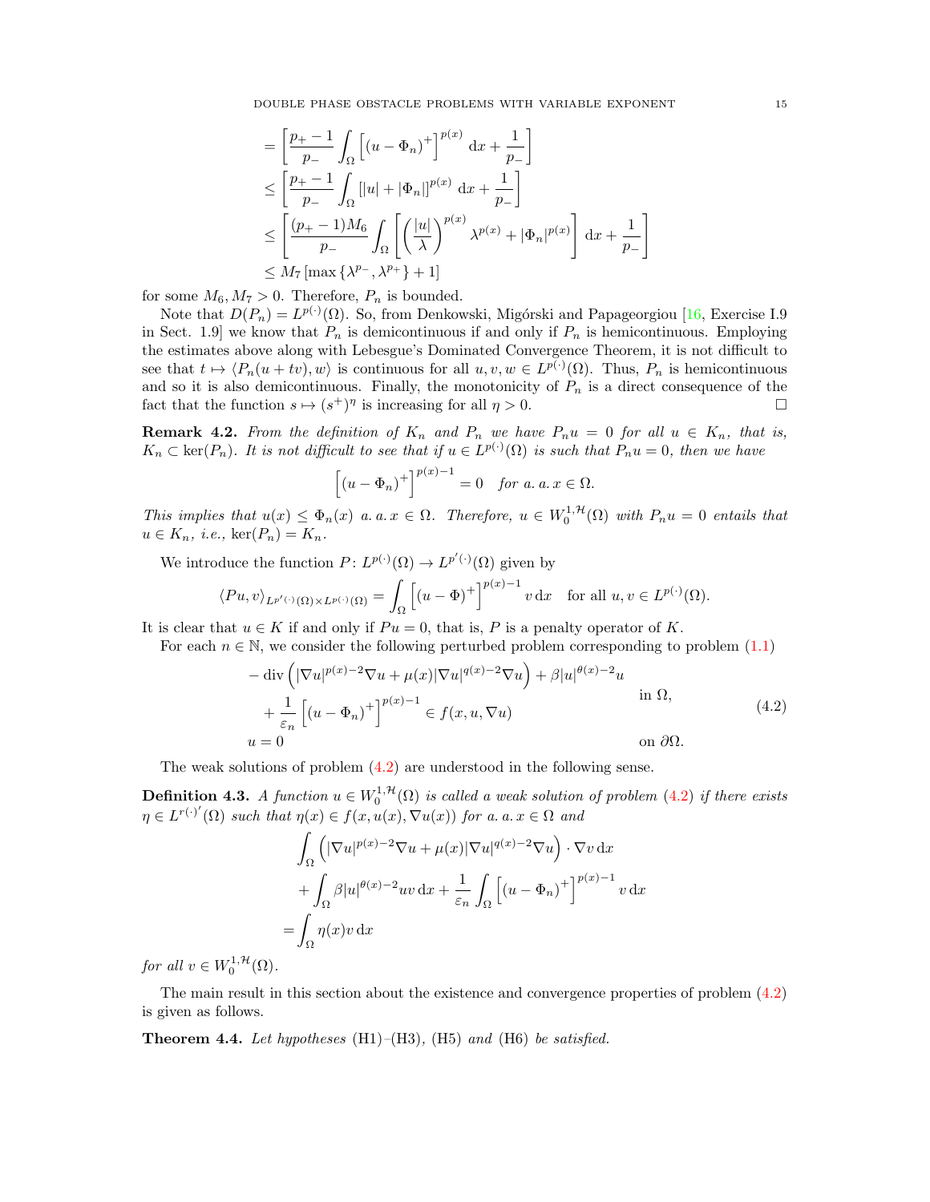$$
\begin{aligned}
&= \left[\frac{p_+ - 1}{p_-}\int_\Omega \left[(u-\Phi_n)^+\right]^{p(x)}\,\mathrm{d}x + \frac{1}{p_-}\right]\\
&\le \left[\frac{p_+ - 1}{p_-}\int_\Omega \left[|u| + |\Phi_n|\right]^{p(x)}\,\mathrm{d}x + \frac{1}{p_-}\right]\\
&\le \left[\frac{(p_+ - 1)M_6}{p_-}\int_\Omega \left[\left(\frac{|u|}{\lambda}\right)^{p(x)}\lambda^{p(x)} + |\Phi_n|^{p(x)}\right]\mathrm{d}x + \frac{1}{p_-}\right]\\
&\le M_7\left[\max\left\{\lambda^{p_-},\lambda^{p_+}\right\} + 1\right]
\end{aligned}
$$

for some $M_6, M_7 > 0$. Therefore, $P_n$ is bounded.

Note that $D(P_n) = L^{p(\cdot)}(\Omega)$. So, from Denkowski, Migórski and Papageorgiou [16, Exercise I.9 in Sect. 1.9] we know that $P_n$ is demicontinuous if and only if $P_n$ is hemicontinuous. Employing the estimates above along with Lebesgue's Dominated Convergence Theorem, it is not difficult to see that $t \mapsto \langle P_n(u+tv), w\rangle$ is continuous for all $u, v, w \in L^{p(\cdot)}(\Omega)$. Thus, $P_n$ is hemicontinuous and so it is also demicontinuous. Finally, the monotonicity of $P_n$ is a direct consequence of the fact that the function $s \mapsto (s^+)^\eta$ is increasing for all $\eta > 0$. $\square$

**Remark 4.2.** *From the definition of $K_n$ and $P_n$ we have $P_n u = 0$ for all $u \in K_n$, that is, $K_n \subset \ker(P_n)$. It is not difficult to see that if $u \in L^{p(\cdot)}(\Omega)$ is such that $P_n u = 0$, then we have*

$$
\left[(u-\Phi_n)^+\right]^{p(x)-1} = 0 \quad \text{for a. a. } x \in \Omega.
$$

*This implies that $u(x) \le \Phi_n(x)$ a. a. $x \in \Omega$. Therefore, $u \in W_0^{1,\mathcal{H}}(\Omega)$ with $P_n u = 0$ entails that $u \in K_n$, i.e., $\ker(P_n) = K_n$.*

We introduce the function $P\colon L^{p(\cdot)}(\Omega) \to L^{p'(\cdot)}(\Omega)$ given by

$$
\langle Pu, v\rangle_{L^{p'(\cdot)}(\Omega)\times L^{p(\cdot)}(\Omega)} = \int_\Omega \left[(u-\Phi)^+\right]^{p(x)-1} v\,\mathrm{d}x \quad \text{for all } u, v \in L^{p(\cdot)}(\Omega).
$$

It is clear that $u \in K$ if and only if $Pu = 0$, that is, $P$ is a penalty operator of $K$.

For each $n \in \mathbb{N}$, we consider the following perturbed problem corresponding to problem (1.1)

$$
\begin{aligned}
&-\operatorname{div}\left(|\nabla u|^{p(x)-2}\nabla u + \mu(x)|\nabla u|^{q(x)-2}\nabla u\right) + \beta|u|^{\theta(x)-2}u \\
&\quad + \frac{1}{\varepsilon_n}\left[(u-\Phi_n)^+\right]^{p(x)-1} \in f(x,u,\nabla u) \qquad \text{in } \Omega,\\
&u = 0 \qquad \text{on } \partial\Omega.
\end{aligned} \tag{4.2}
$$

The weak solutions of problem (4.2) are understood in the following sense.

**Definition 4.3.** *A function $u \in W_0^{1,\mathcal{H}}(\Omega)$ is called a weak solution of problem (4.2) if there exists $\eta \in L^{r(\cdot)'}(\Omega)$ such that $\eta(x) \in f(x,u(x),\nabla u(x))$ for a. a. $x \in \Omega$ and*

$$
\begin{aligned}
&\int_\Omega \left(|\nabla u|^{p(x)-2}\nabla u + \mu(x)|\nabla u|^{q(x)-2}\nabla u\right)\cdot\nabla v\,\mathrm{d}x\\
&\quad + \int_\Omega \beta|u|^{\theta(x)-2}uv\,\mathrm{d}x + \frac{1}{\varepsilon_n}\int_\Omega \left[(u-\Phi_n)^+\right]^{p(x)-1} v\,\mathrm{d}x\\
&= \int_\Omega \eta(x)v\,\mathrm{d}x
\end{aligned}
$$

*for all $v \in W_0^{1,\mathcal{H}}(\Omega)$.*

The main result in this section about the existence and convergence properties of problem (4.2) is given as follows.

**Theorem 4.4.** *Let hypotheses* (H1)–(H3)*,* (H5) *and* (H6) *be satisfied.*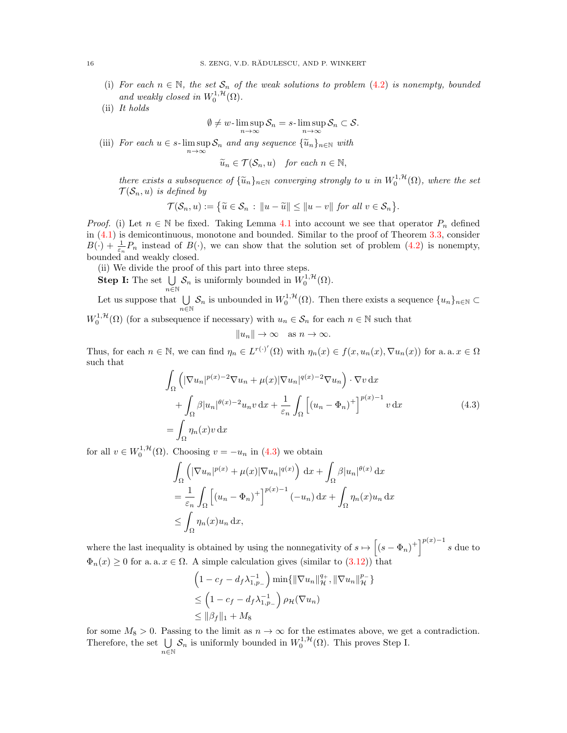(i) *For each $n \in \mathbb{N}$, the set $\mathcal{S}_n$ of the weak solutions to problem (4.2) is nonempty, bounded and weakly closed in $W_0^{1,\mathcal{H}}(\Omega)$.*

(ii) *It holds*

$$\emptyset \neq w\text{-}\limsup_{n\to\infty} \mathcal{S}_n = s\text{-}\limsup_{n\to\infty} \mathcal{S}_n \subset \mathcal{S}.$$

(iii) *For each $u \in s\text{-}\limsup_{n\to\infty} \mathcal{S}_n$ and any sequence $\{\widetilde{u}_n\}_{n\in\mathbb{N}}$ with*

$$\widetilde{u}_n \in \mathcal{T}(\mathcal{S}_n, u) \quad \text{for each } n \in \mathbb{N},$$

*there exists a subsequence of $\{\widetilde{u}_n\}_{n\in\mathbb{N}}$ converging strongly to $u$ in $W_0^{1,\mathcal{H}}(\Omega)$, where the set $\mathcal{T}(\mathcal{S}_n, u)$ is defined by*

$$\mathcal{T}(\mathcal{S}_n, u) := \left\{ \widetilde{u} \in \mathcal{S}_n \,:\, \|u - \widetilde{u}\| \leq \|u - v\| \text{ for all } v \in \mathcal{S}_n \right\}.$$

*Proof.* (i) Let $n \in \mathbb{N}$ be fixed. Taking Lemma 4.1 into account we see that operator $P_n$ defined in (4.1) is demicontinuous, monotone and bounded. Similar to the proof of Theorem 3.3, consider $B(\cdot) + \frac{1}{\varepsilon_n} P_n$ instead of $B(\cdot)$, we can show that the solution set of problem (4.2) is nonempty, bounded and weakly closed.

(ii) We divide the proof of this part into three steps.

**Step I:** The set $\bigcup_{n\in\mathbb{N}} \mathcal{S}_n$ is uniformly bounded in $W_0^{1,\mathcal{H}}(\Omega)$.

Let us suppose that $\bigcup_{n\in\mathbb{N}} \mathcal{S}_n$ is unbounded in $W_0^{1,\mathcal{H}}(\Omega)$. Then there exists a sequence $\{u_n\}_{n\in\mathbb{N}} \subset W_0^{1,\mathcal{H}}(\Omega)$ (for a subsequence if necessary) with $u_n \in \mathcal{S}_n$ for each $n \in \mathbb{N}$ such that

$$\|u_n\| \to \infty \quad \text{as } n \to \infty.$$

Thus, for each $n \in \mathbb{N}$, we can find $\eta_n \in L^{r(\cdot)'}(\Omega)$ with $\eta_n(x) \in f(x, u_n(x), \nabla u_n(x))$ for a. a. $x \in \Omega$ such that

$$\begin{aligned}
&\int_\Omega \left( |\nabla u_n|^{p(x)-2} \nabla u_n + \mu(x) |\nabla u_n|^{q(x)-2} \nabla u_n \right) \cdot \nabla v \,\mathrm{d}x \\
&\quad + \int_\Omega \beta |u_n|^{\theta(x)-2} u_n v \,\mathrm{d}x + \frac{1}{\varepsilon_n} \int_\Omega \left[ (u_n - \Phi_n)^+ \right]^{p(x)-1} v \,\mathrm{d}x \\
&= \int_\Omega \eta_n(x) v \,\mathrm{d}x
\end{aligned} \tag{4.3}$$

for all $v \in W_0^{1,\mathcal{H}}(\Omega)$. Choosing $v = -u_n$ in (4.3) we obtain

$$\begin{aligned}
&\int_\Omega \left( |\nabla u_n|^{p(x)} + \mu(x) |\nabla u_n|^{q(x)} \right) \,\mathrm{d}x + \int_\Omega \beta |u_n|^{\theta(x)} \,\mathrm{d}x \\
&= \frac{1}{\varepsilon_n} \int_\Omega \left[ (u_n - \Phi_n)^+ \right]^{p(x)-1} (-u_n) \,\mathrm{d}x + \int_\Omega \eta_n(x) u_n \,\mathrm{d}x \\
&\leq \int_\Omega \eta_n(x) u_n \,\mathrm{d}x,
\end{aligned}$$

where the last inequality is obtained by using the nonnegativity of $s \mapsto \left[ (s - \Phi_n)^+ \right]^{p(x)-1} s$ due to $\Phi_n(x) \geq 0$ for a. a. $x \in \Omega$. A simple calculation gives (similar to (3.12)) that

$$\begin{aligned}
&\left( 1 - c_f - d_f \lambda_{1,p_-}^{-1} \right) \min\{ \|\nabla u_n\|_{\mathcal{H}}^{q_+}, \|\nabla u_n\|_{\mathcal{H}}^{p_-} \} \\
&\leq \left( 1 - c_f - d_f \lambda_{1,p_-}^{-1} \right) \rho_{\mathcal{H}}(\nabla u_n) \\
&\leq \|\beta_f\|_1 + M_8
\end{aligned}$$

for some $M_8 > 0$. Passing to the limit as $n \to \infty$ for the estimates above, we get a contradiction. Therefore, the set $\bigcup_{n\in\mathbb{N}} \mathcal{S}_n$ is uniformly bounded in $W_0^{1,\mathcal{H}}(\Omega)$. This proves Step I.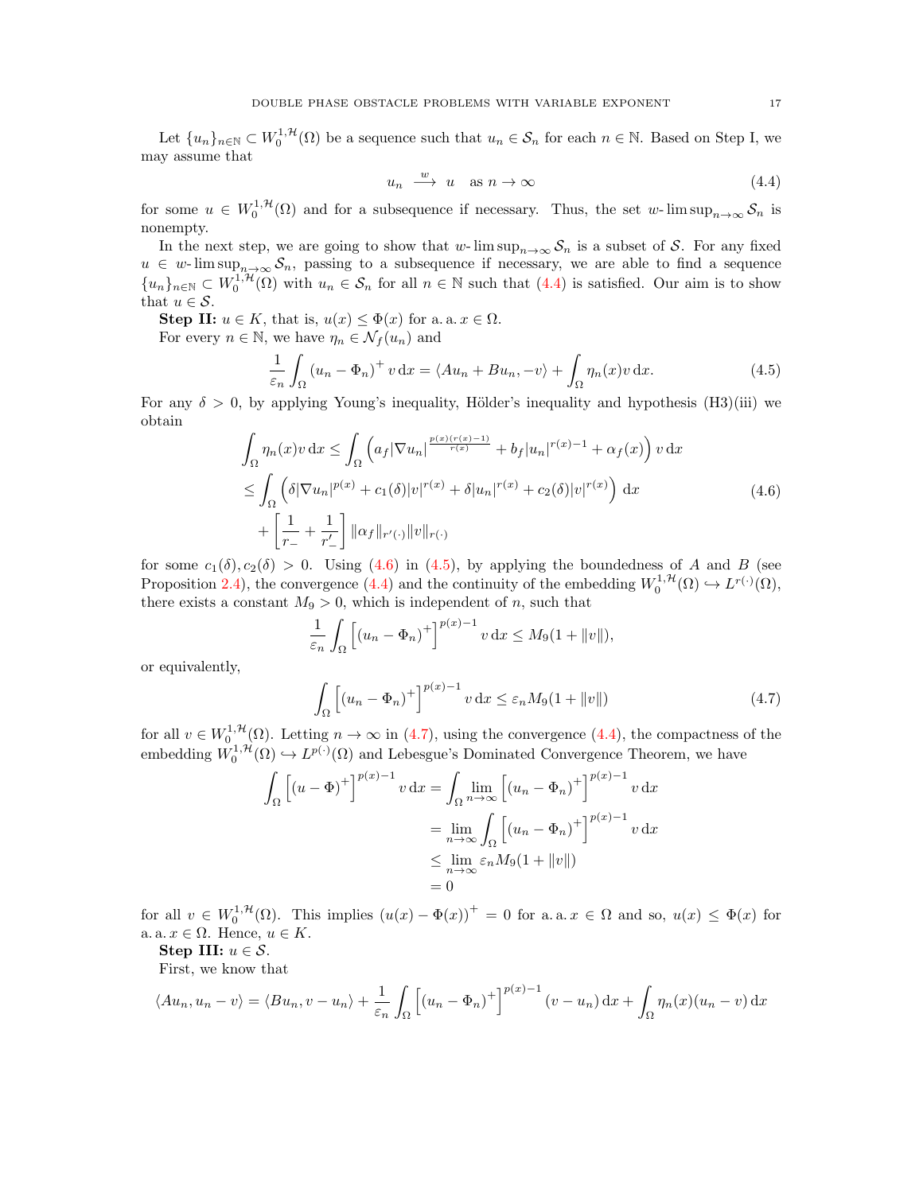Let $\{u_n\}_{n\in\mathbb{N}} \subset W_0^{1,\mathcal{H}}(\Omega)$ be a sequence such that $u_n \in \mathcal{S}_n$ for each $n \in \mathbb{N}$. Based on Step I, we may assume that

$$u_n \xrightarrow{\ w\ } u \quad \text{as } n \to \infty \tag{4.4}$$

for some $u \in W_0^{1,\mathcal{H}}(\Omega)$ and for a subsequence if necessary. Thus, the set $w\text{-}\limsup_{n\to\infty} \mathcal{S}_n$ is nonempty.

In the next step, we are going to show that $w\text{-}\limsup_{n\to\infty} \mathcal{S}_n$ is a subset of $\mathcal{S}$. For any fixed $u \in w\text{-}\limsup_{n\to\infty} \mathcal{S}_n$, passing to a subsequence if necessary, we are able to find a sequence $\{u_n\}_{n\in\mathbb{N}} \subset W_0^{1,\mathcal{H}}(\Omega)$ with $u_n \in \mathcal{S}_n$ for all $n \in \mathbb{N}$ such that (4.4) is satisfied. Our aim is to show that $u \in \mathcal{S}$.

**Step II:** $u \in K$, that is, $u(x) \le \Phi(x)$ for a. a. $x \in \Omega$.

For every $n \in \mathbb{N}$, we have $\eta_n \in \mathcal{N}_f(u_n)$ and

$$\frac{1}{\varepsilon_n} \int_\Omega (u_n - \Phi_n)^+ \, v \,\mathrm{d}x = \langle A u_n + B u_n, -v \rangle + \int_\Omega \eta_n(x) v \,\mathrm{d}x. \tag{4.5}$$

For any $\delta > 0$, by applying Young's inequality, Hölder's inequality and hypothesis (H3)(iii) we obtain

$$\begin{aligned}
\int_\Omega \eta_n(x) v \,\mathrm{d}x &\le \int_\Omega \left( a_f |\nabla u_n|^{\frac{p(x)(r(x)-1)}{r(x)}} + b_f |u_n|^{r(x)-1} + \alpha_f(x) \right) v \,\mathrm{d}x \\
&\le \int_\Omega \left( \delta |\nabla u_n|^{p(x)} + c_1(\delta) |v|^{r(x)} + \delta |u_n|^{r(x)} + c_2(\delta) |v|^{r(x)} \right) \mathrm{d}x \\
&\quad + \left[ \frac{1}{r_-} + \frac{1}{r'_-} \right] \|\alpha_f\|_{r'(\cdot)} \|v\|_{r(\cdot)}
\end{aligned} \tag{4.6}$$

for some $c_1(\delta), c_2(\delta) > 0$. Using (4.6) in (4.5), by applying the boundedness of $A$ and $B$ (see Proposition 2.4), the convergence (4.4) and the continuity of the embedding $W_0^{1,\mathcal{H}}(\Omega) \hookrightarrow L^{r(\cdot)}(\Omega)$, there exists a constant $M_9 > 0$, which is independent of $n$, such that

$$\frac{1}{\varepsilon_n} \int_\Omega \left[ (u_n - \Phi_n)^+ \right]^{p(x)-1} v \,\mathrm{d}x \le M_9 (1 + \|v\|),$$

or equivalently,

$$\int_\Omega \left[ (u_n - \Phi_n)^+ \right]^{p(x)-1} v \,\mathrm{d}x \le \varepsilon_n M_9 (1 + \|v\|) \tag{4.7}$$

for all $v \in W_0^{1,\mathcal{H}}(\Omega)$. Letting $n \to \infty$ in (4.7), using the convergence (4.4), the compactness of the embedding $W_0^{1,\mathcal{H}}(\Omega) \hookrightarrow L^{p(\cdot)}(\Omega)$ and Lebesgue's Dominated Convergence Theorem, we have

$$\begin{aligned}
\int_\Omega \left[ (u - \Phi)^+ \right]^{p(x)-1} v \,\mathrm{d}x &= \int_\Omega \lim_{n\to\infty} \left[ (u_n - \Phi_n)^+ \right]^{p(x)-1} v \,\mathrm{d}x \\
&= \lim_{n\to\infty} \int_\Omega \left[ (u_n - \Phi_n)^+ \right]^{p(x)-1} v \,\mathrm{d}x \\
&\le \lim_{n\to\infty} \varepsilon_n M_9 (1 + \|v\|) \\
&= 0
\end{aligned}$$

for all $v \in W_0^{1,\mathcal{H}}(\Omega)$. This implies $(u(x) - \Phi(x))^+ = 0$ for a. a. $x \in \Omega$ and so, $u(x) \le \Phi(x)$ for a. a. $x \in \Omega$. Hence, $u \in K$.

**Step III:** $u \in \mathcal{S}$.

First, we know that

$$\langle A u_n, u_n - v \rangle = \langle B u_n, v - u_n \rangle + \frac{1}{\varepsilon_n} \int_\Omega \left[ (u_n - \Phi_n)^+ \right]^{p(x)-1} (v - u_n) \,\mathrm{d}x + \int_\Omega \eta_n(x)(u_n - v) \,\mathrm{d}x$$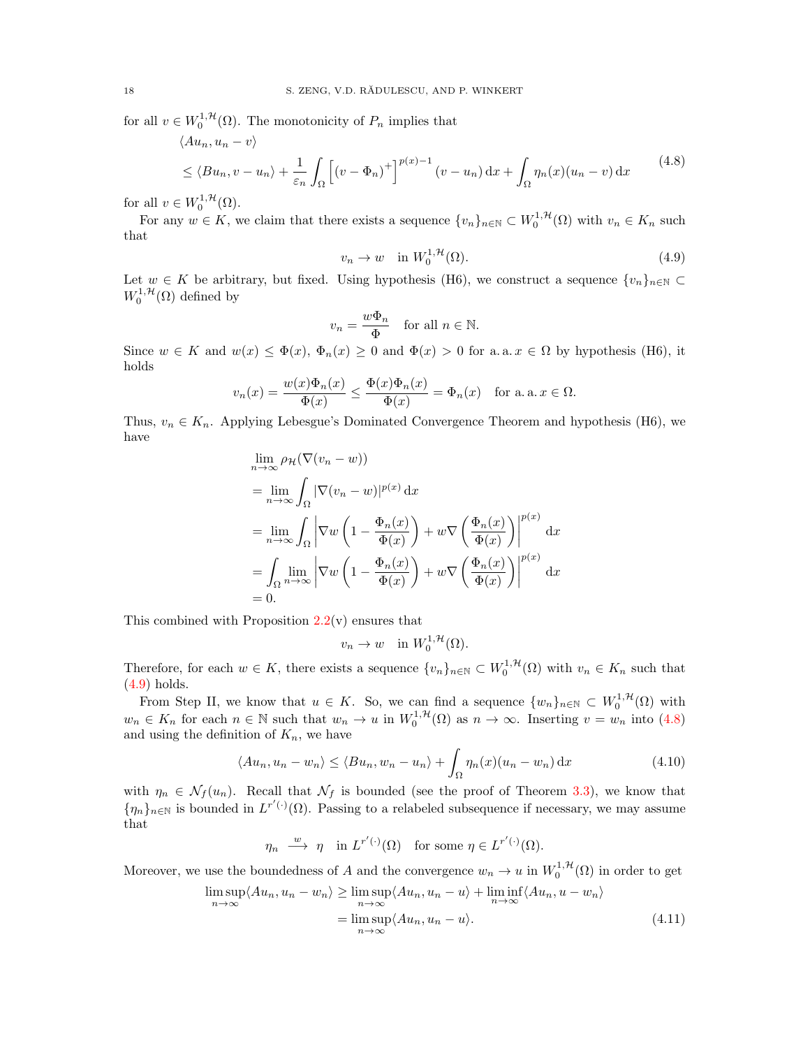for all $v \in W_0^{1,\mathcal{H}}(\Omega)$. The monotonicity of $P_n$ implies that

$$
\begin{aligned}
&\langle Au_n, u_n - v\rangle \\
&\leq \langle Bu_n, v - u_n\rangle + \frac{1}{\varepsilon_n}\int_\Omega \left[(v-\Phi_n)^+\right]^{p(x)-1}(v-u_n)\,\mathrm{d}x + \int_\Omega \eta_n(x)(u_n - v)\,\mathrm{d}x
\end{aligned}
\tag{4.8}
$$

for all $v \in W_0^{1,\mathcal{H}}(\Omega)$.

For any $w \in K$, we claim that there exists a sequence $\{v_n\}_{n\in\mathbb{N}} \subset W_0^{1,\mathcal{H}}(\Omega)$ with $v_n \in K_n$ such that

$$
v_n \to w \quad \text{in } W_0^{1,\mathcal{H}}(\Omega). \tag{4.9}
$$

Let $w \in K$ be arbitrary, but fixed. Using hypothesis (H6), we construct a sequence $\{v_n\}_{n\in\mathbb{N}} \subset W_0^{1,\mathcal{H}}(\Omega)$ defined by

$$
v_n = \frac{w\Phi_n}{\Phi} \quad \text{for all } n \in \mathbb{N}.
$$

Since $w \in K$ and $w(x) \leq \Phi(x)$, $\Phi_n(x) \geq 0$ and $\Phi(x) > 0$ for a. a. $x \in \Omega$ by hypothesis (H6), it holds

$$
v_n(x) = \frac{w(x)\Phi_n(x)}{\Phi(x)} \leq \frac{\Phi(x)\Phi_n(x)}{\Phi(x)} = \Phi_n(x) \quad \text{for a. a. } x \in \Omega.
$$

Thus, $v_n \in K_n$. Applying Lebesgue's Dominated Convergence Theorem and hypothesis (H6), we have

$$
\begin{aligned}
&\lim_{n\to\infty} \rho_{\mathcal{H}}(\nabla(v_n - w)) \\
&= \lim_{n\to\infty} \int_\Omega |\nabla(v_n - w)|^{p(x)}\,\mathrm{d}x \\
&= \lim_{n\to\infty} \int_\Omega \left|\nabla w\left(1 - \frac{\Phi_n(x)}{\Phi(x)}\right) + w\nabla\left(\frac{\Phi_n(x)}{\Phi(x)}\right)\right|^{p(x)}\,\mathrm{d}x \\
&= \int_\Omega \lim_{n\to\infty} \left|\nabla w\left(1 - \frac{\Phi_n(x)}{\Phi(x)}\right) + w\nabla\left(\frac{\Phi_n(x)}{\Phi(x)}\right)\right|^{p(x)}\,\mathrm{d}x \\
&= 0.
\end{aligned}
$$

This combined with Proposition 2.2(v) ensures that

$$
v_n \to w \quad \text{in } W_0^{1,\mathcal{H}}(\Omega).
$$

Therefore, for each $w \in K$, there exists a sequence $\{v_n\}_{n\in\mathbb{N}} \subset W_0^{1,\mathcal{H}}(\Omega)$ with $v_n \in K_n$ such that (4.9) holds.

From Step II, we know that $u \in K$. So, we can find a sequence $\{w_n\}_{n\in\mathbb{N}} \subset W_0^{1,\mathcal{H}}(\Omega)$ with $w_n \in K_n$ for each $n \in \mathbb{N}$ such that $w_n \to u$ in $W_0^{1,\mathcal{H}}(\Omega)$ as $n \to \infty$. Inserting $v = w_n$ into (4.8) and using the definition of $K_n$, we have

$$
\langle Au_n, u_n - w_n\rangle \leq \langle Bu_n, w_n - u_n\rangle + \int_\Omega \eta_n(x)(u_n - w_n)\,\mathrm{d}x \tag{4.10}
$$

with $\eta_n \in \mathcal{N}_f(u_n)$. Recall that $\mathcal{N}_f$ is bounded (see the proof of Theorem 3.3), we know that $\{\eta_n\}_{n\in\mathbb{N}}$ is bounded in $L^{r'(\cdot)}(\Omega)$. Passing to a relabeled subsequence if necessary, we may assume that

$$
\eta_n \xrightarrow{\ w\ } \eta \quad \text{in } L^{r'(\cdot)}(\Omega) \quad \text{for some } \eta \in L^{r'(\cdot)}(\Omega).
$$

Moreover, we use the boundedness of $A$ and the convergence $w_n \to u$ in $W_0^{1,\mathcal{H}}(\Omega)$ in order to get

$$
\begin{aligned}
\limsup_{n\to\infty}\langle Au_n, u_n - w_n\rangle &\geq \limsup_{n\to\infty}\langle Au_n, u_n - u\rangle + \liminf_{n\to\infty}\langle Au_n, u - w_n\rangle \\
&= \limsup_{n\to\infty}\langle Au_n, u_n - u\rangle.
\end{aligned}
\tag{4.11}
$$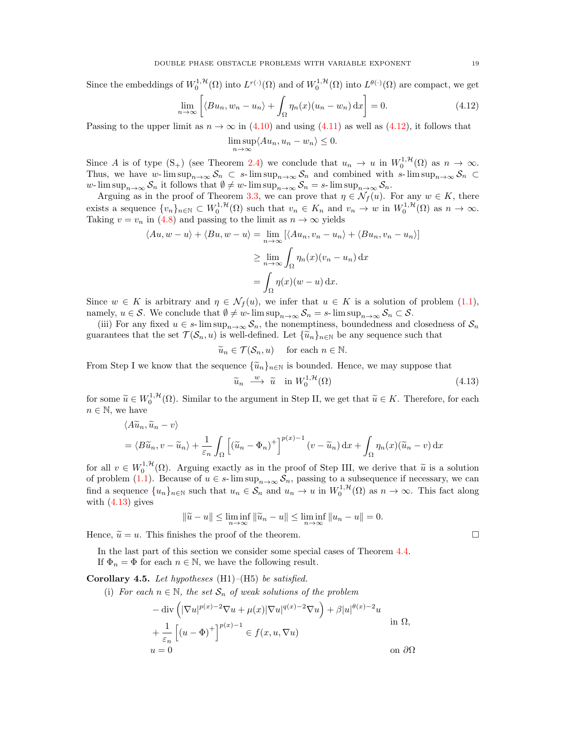Since the embeddings of $W_0^{1,\mathcal{H}}(\Omega)$ into $L^{r(\cdot)}(\Omega)$ and of $W_0^{1,\mathcal{H}}(\Omega)$ into $L^{\theta(\cdot)}(\Omega)$ are compact, we get

$$\lim_{n\to\infty}\left[\langle Bu_n, w_n-u_n\rangle + \int_\Omega \eta_n(x)(u_n-w_n)\,\mathrm{d}x\right]=0. \tag{4.12}$$

Passing to the upper limit as $n\to\infty$ in (4.10) and using (4.11) as well as (4.12), it follows that

$$\limsup_{n\to\infty}\langle Au_n, u_n-w_n\rangle \le 0.$$

Since $A$ is of type $(\mathrm{S}_+)$ (see Theorem 2.4) we conclude that $u_n\to u$ in $W_0^{1,\mathcal{H}}(\Omega)$ as $n\to\infty$. Thus, we have $w\text{-}\limsup_{n\to\infty}\mathcal{S}_n\subset s\text{-}\limsup_{n\to\infty}\mathcal{S}_n$ and combined with $s\text{-}\limsup_{n\to\infty}\mathcal{S}_n\subset w\text{-}\limsup_{n\to\infty}\mathcal{S}_n$ it follows that $\emptyset\neq w\text{-}\limsup_{n\to\infty}\mathcal{S}_n = s\text{-}\limsup_{n\to\infty}\mathcal{S}_n$.

Arguing as in the proof of Theorem 3.3, we can prove that $\eta\in\mathcal{N}_f(u)$. For any $w\in K$, there exists a sequence $\{v_n\}_{n\in\mathbb{N}}\subset W_0^{1,\mathcal{H}}(\Omega)$ such that $v_n\in K_n$ and $v_n\to w$ in $W_0^{1,\mathcal{H}}(\Omega)$ as $n\to\infty$. Taking $v=v_n$ in (4.8) and passing to the limit as $n\to\infty$ yields

$$\begin{aligned}
\langle Au, w-u\rangle + \langle Bu, w-u\rangle &= \lim_{n\to\infty}\left[\langle Au_n, v_n-u_n\rangle + \langle Bu_n, v_n-u_n\rangle\right]\\
&\ge \lim_{n\to\infty}\int_\Omega \eta_n(x)(v_n-u_n)\,\mathrm{d}x\\
&= \int_\Omega \eta(x)(w-u)\,\mathrm{d}x.
\end{aligned}$$

Since $w\in K$ is arbitrary and $\eta\in\mathcal{N}_f(u)$, we infer that $u\in K$ is a solution of problem (1.1), namely, $u\in\mathcal{S}$. We conclude that $\emptyset\neq w\text{-}\limsup_{n\to\infty}\mathcal{S}_n = s\text{-}\limsup_{n\to\infty}\mathcal{S}_n\subset\mathcal{S}$.

(iii) For any fixed $u\in s\text{-}\limsup_{n\to\infty}\mathcal{S}_n$, the nonemptiness, boundedness and closedness of $\mathcal{S}_n$ guarantees that the set $\mathcal{T}(\mathcal{S}_n,u)$ is well-defined. Let $\{\widetilde{u}_n\}_{n\in\mathbb{N}}$ be any sequence such that

$$\widetilde{u}_n\in\mathcal{T}(\mathcal{S}_n,u)\quad \text{for each } n\in\mathbb{N}.$$

From Step I we know that the sequence $\{\widetilde{u}_n\}_{n\in\mathbb{N}}$ is bounded. Hence, we may suppose that

$$\widetilde{u}_n \xrightarrow{\ w\ } \widetilde{u}\quad \text{in } W_0^{1,\mathcal{H}}(\Omega) \tag{4.13}$$

for some $\widetilde{u}\in W_0^{1,\mathcal{H}}(\Omega)$. Similar to the argument in Step II, we get that $\widetilde{u}\in K$. Therefore, for each $n\in\mathbb{N}$, we have

$$\begin{aligned}
&\langle A\widetilde{u}_n, \widetilde{u}_n - v\rangle\\
&= \langle B\widetilde{u}_n, v-\widetilde{u}_n\rangle + \frac{1}{\varepsilon_n}\int_\Omega\left[\left(\widetilde{u}_n-\Phi_n\right)^+\right]^{p(x)-1}(v-\widetilde{u}_n)\,\mathrm{d}x + \int_\Omega \eta_n(x)(\widetilde{u}_n-v)\,\mathrm{d}x
\end{aligned}$$

for all $v\in W_0^{1,\mathcal{H}}(\Omega)$. Arguing exactly as in the proof of Step III, we derive that $\widetilde{u}$ is a solution of problem (1.1). Because of $u\in s\text{-}\limsup_{n\to\infty}\mathcal{S}_n$, passing to a subsequence if necessary, we can find a sequence $\{u_n\}_{n\in\mathbb{N}}$ such that $u_n\in\mathcal{S}_n$ and $u_n\to u$ in $W_0^{1,\mathcal{H}}(\Omega)$ as $n\to\infty$. This fact along with (4.13) gives

$$\|\widetilde{u}-u\|\le\liminf_{n\to\infty}\|\widetilde{u}_n-u\|\le\liminf_{n\to\infty}\|u_n-u\|=0.$$

Hence, $\widetilde{u}=u$. This finishes the proof of the theorem. $\square$

In the last part of this section we consider some special cases of Theorem 4.4.

If $\Phi_n=\Phi$ for each $n\in\mathbb{N}$, we have the following result.

**Corollary 4.5.** *Let hypotheses* (H1)–(H5) *be satisfied.*

(i) *For each $n\in\mathbb{N}$, the set $\mathcal{S}_n$ of weak solutions of the problem*

$$\begin{aligned}
&-\operatorname{div}\left(|\nabla u|^{p(x)-2}\nabla u + \mu(x)|\nabla u|^{q(x)-2}\nabla u\right) + \beta|u|^{\theta(x)-2}u\\
&\quad + \frac{1}{\varepsilon_n}\left[\left(u-\Phi\right)^+\right]^{p(x)-1}\in f(x,u,\nabla u) && \text{in } \Omega,\\
&u=0 && \text{on } \partial\Omega
\end{aligned}$$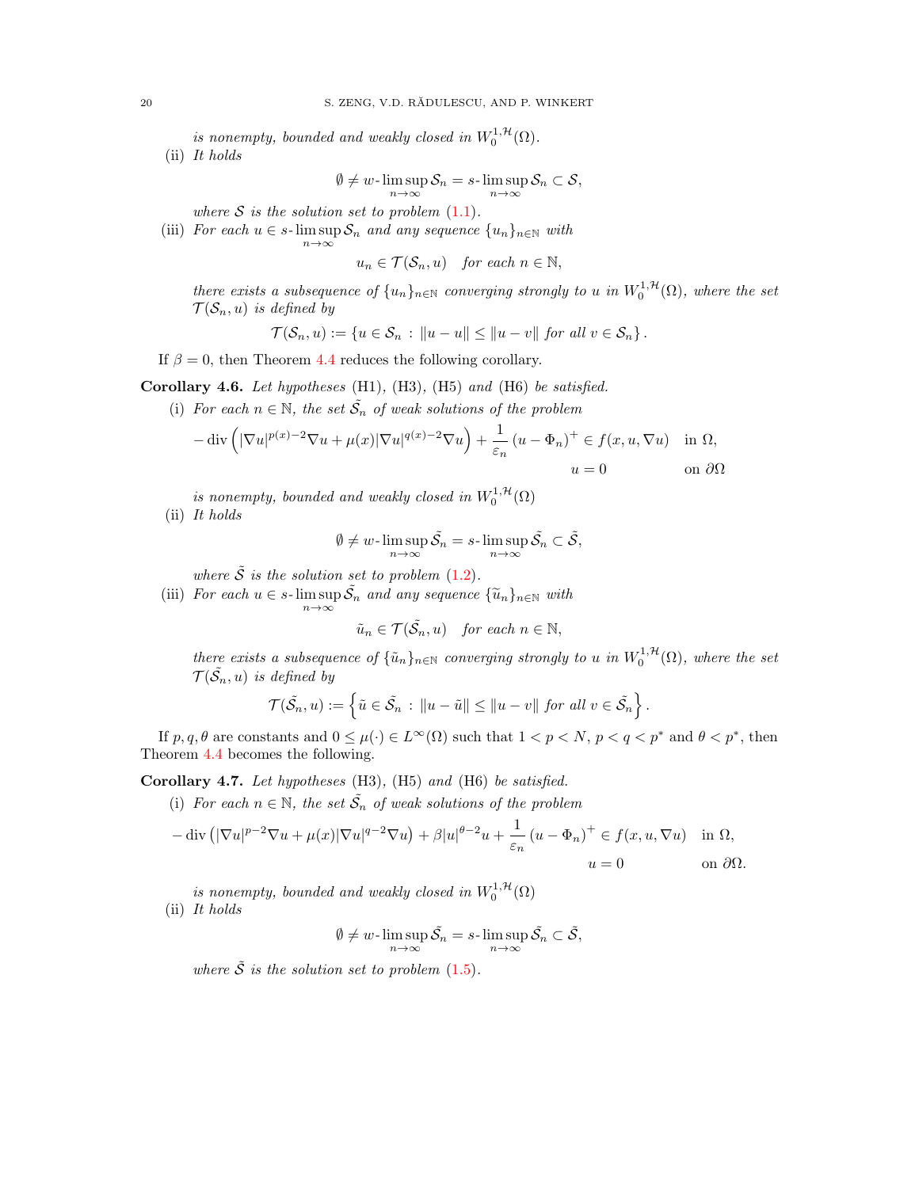*is nonempty, bounded and weakly closed in* $W_0^{1,\mathcal{H}}(\Omega)$.

(ii) *It holds*

$$\emptyset \neq w\text{-}\limsup_{n\to\infty} \mathcal{S}_n = s\text{-}\limsup_{n\to\infty} \mathcal{S}_n \subset \mathcal{S},$$

*where* $\mathcal{S}$ *is the solution set to problem* (1.1).

(iii) *For each* $u \in s\text{-}\limsup\limits_{n\to\infty} \mathcal{S}_n$ *and any sequence* $\{u_n\}_{n\in\mathbb{N}}$ *with*

$$u_n \in \mathcal{T}(\mathcal{S}_n, u) \quad \text{for each } n \in \mathbb{N},$$

*there exists a subsequence of* $\{u_n\}_{n\in\mathbb{N}}$ *converging strongly to* $u$ *in* $W_0^{1,\mathcal{H}}(\Omega)$, *where the set* $\mathcal{T}(\mathcal{S}_n, u)$ *is defined by*

$$\mathcal{T}(\mathcal{S}_n, u) := \{u \in \mathcal{S}_n \,:\, \|u - u\| \leq \|u - v\| \text{ for all } v \in \mathcal{S}_n\}.$$

If $\beta = 0$, then Theorem 4.4 reduces the following corollary.

**Corollary 4.6.** *Let hypotheses* (H1), (H3), (H5) *and* (H6) *be satisfied.*

(i) *For each* $n \in \mathbb{N}$, *the set* $\tilde{\mathcal{S}_n}$ *of weak solutions of the problem*

$$\begin{aligned}
-\operatorname{div}\left(|\nabla u|^{p(x)-2}\nabla u + \mu(x)|\nabla u|^{q(x)-2}\nabla u\right) + \frac{1}{\varepsilon_n}\left(u - \Phi_n\right)^+ &\in f(x, u, \nabla u) \quad \text{in } \Omega,\\
u &= 0 \qquad\qquad\quad \text{on } \partial\Omega
\end{aligned}$$

*is nonempty, bounded and weakly closed in* $W_0^{1,\mathcal{H}}(\Omega)$

(ii) *It holds*

$$\emptyset \neq w\text{-}\limsup_{n\to\infty} \tilde{\mathcal{S}_n} = s\text{-}\limsup_{n\to\infty} \tilde{\mathcal{S}_n} \subset \tilde{\mathcal{S}},$$

*where* $\tilde{\mathcal{S}}$ *is the solution set to problem* (1.2).

(iii) *For each* $u \in s\text{-}\limsup\limits_{n\to\infty} \tilde{\mathcal{S}_n}$ *and any sequence* $\{\tilde{u}_n\}_{n\in\mathbb{N}}$ *with*

$$\tilde{u}_n \in \mathcal{T}(\tilde{\mathcal{S}_n}, u) \quad \text{for each } n \in \mathbb{N},$$

*there exists a subsequence of* $\{\tilde{u}_n\}_{n\in\mathbb{N}}$ *converging strongly to* $u$ *in* $W_0^{1,\mathcal{H}}(\Omega)$, *where the set* $\mathcal{T}(\tilde{\mathcal{S}_n}, u)$ *is defined by*

$$\mathcal{T}(\tilde{\mathcal{S}_n}, u) := \left\{\tilde{u} \in \tilde{\mathcal{S}_n} \,:\, \|u - \tilde{u}\| \leq \|u - v\| \text{ for all } v \in \tilde{\mathcal{S}_n}\right\}.$$

If $p, q, \theta$ are constants and $0 \leq \mu(\cdot) \in L^\infty(\Omega)$ such that $1 < p < N$, $p < q < p^*$ and $\theta < p^*$, then Theorem 4.4 becomes the following.

**Corollary 4.7.** *Let hypotheses* (H3), (H5) *and* (H6) *be satisfied.*

(i) *For each* $n \in \mathbb{N}$, *the set* $\tilde{\mathcal{S}_n}$ *of weak solutions of the problem*

$$\begin{aligned}
-\operatorname{div}\left(|\nabla u|^{p-2}\nabla u + \mu(x)|\nabla u|^{q-2}\nabla u\right) + \beta|u|^{\theta-2}u + \frac{1}{\varepsilon_n}\left(u - \Phi_n\right)^+ &\in f(x, u, \nabla u) \quad \text{in } \Omega,\\
u &= 0 \qquad\qquad\quad \text{on } \partial\Omega.
\end{aligned}$$

*is nonempty, bounded and weakly closed in* $W_0^{1,\mathcal{H}}(\Omega)$

(ii) *It holds*

$$\emptyset \neq w\text{-}\limsup_{n\to\infty} \tilde{\mathcal{S}_n} = s\text{-}\limsup_{n\to\infty} \tilde{\mathcal{S}_n} \subset \tilde{\mathcal{S}},$$

*where* $\tilde{\mathcal{S}}$ *is the solution set to problem* (1.5).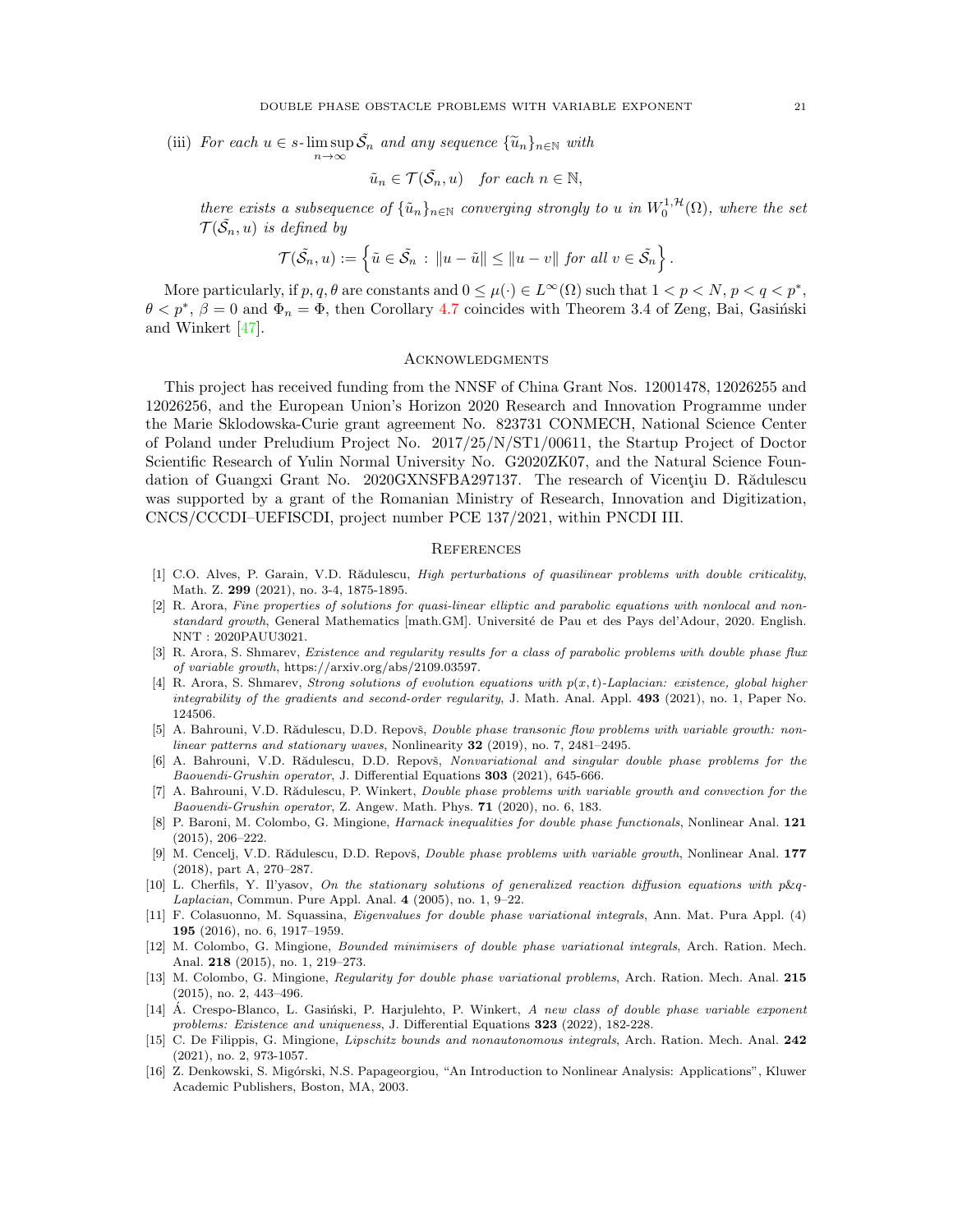(iii) *For each* $u \in s\text{-}\limsup_{n\to\infty} \tilde{\mathcal{S}}_n$ *and any sequence* $\{\tilde{u}_n\}_{n\in\mathbb{N}}$ *with*

$$\tilde{u}_n \in \mathcal{T}(\tilde{\mathcal{S}}_n, u) \quad \textit{for each } n \in \mathbb{N},$$

*there exists a subsequence of* $\{\tilde{u}_n\}_{n\in\mathbb{N}}$ *converging strongly to* $u$ *in* $W_0^{1,\mathcal{H}}(\Omega)$*, where the set* $\mathcal{T}(\tilde{\mathcal{S}}_n, u)$ *is defined by*

$$\mathcal{T}(\tilde{\mathcal{S}}_n, u) := \left\{ \tilde{u} \in \tilde{\mathcal{S}}_n \,:\, \|u - \tilde{u}\| \le \|u - v\| \text{ for all } v \in \tilde{\mathcal{S}}_n \right\}.$$

More particularly, if $p, q, \theta$ are constants and $0 \le \mu(\cdot) \in L^\infty(\Omega)$ such that $1 < p < N$, $p < q < p^*$, $\theta < p^*$, $\beta = 0$ and $\Phi_n = \Phi$, then Corollary 4.7 coincides with Theorem 3.4 of Zeng, Bai, Gasiński and Winkert [47].

## Acknowledgments

This project has received funding from the NNSF of China Grant Nos. 12001478, 12026255 and 12026256, and the European Union's Horizon 2020 Research and Innovation Programme under the Marie Sklodowska-Curie grant agreement No. 823731 CONMECH, National Science Center of Poland under Preludium Project No. 2017/25/N/ST1/00611, the Startup Project of Doctor Scientific Research of Yulin Normal University No. G2020ZK07, and the Natural Science Foundation of Guangxi Grant No. 2020GXNSFBA297137. The research of Vicenţiu D. Rădulescu was supported by a grant of the Romanian Ministry of Research, Innovation and Digitization, CNCS/CCCDI–UEFISCDI, project number PCE 137/2021, within PNCDI III.

## References

[1] C.O. Alves, P. Garain, V.D. Rădulescu, *High perturbations of quasilinear problems with double criticality*, Math. Z. **299** (2021), no. 3-4, 1875-1895.

[2] R. Arora, *Fine properties of solutions for quasi-linear elliptic and parabolic equations with nonlocal and non-standard growth*, General Mathematics [math.GM]. Université de Pau et des Pays del'Adour, 2020. English. NNT : 2020PAUU3021.

[3] R. Arora, S. Shmarev, *Existence and regularity results for a class of parabolic problems with double phase flux of variable growth*, https://arxiv.org/abs/2109.03597.

[4] R. Arora, S. Shmarev, *Strong solutions of evolution equations with $p(x,t)$-Laplacian: existence, global higher integrability of the gradients and second-order regularity*, J. Math. Anal. Appl. **493** (2021), no. 1, Paper No. 124506.

[5] A. Bahrouni, V.D. Rădulescu, D.D. Repovš, *Double phase transonic flow problems with variable growth: nonlinear patterns and stationary waves*, Nonlinearity **32** (2019), no. 7, 2481–2495.

[6] A. Bahrouni, V.D. Rădulescu, D.D. Repovš, *Nonvariational and singular double phase problems for the Baouendi-Grushin operator*, J. Differential Equations **303** (2021), 645-666.

[7] A. Bahrouni, V.D. Rădulescu, P. Winkert, *Double phase problems with variable growth and convection for the Baouendi-Grushin operator*, Z. Angew. Math. Phys. **71** (2020), no. 6, 183.

[8] P. Baroni, M. Colombo, G. Mingione, *Harnack inequalities for double phase functionals*, Nonlinear Anal. **121** (2015), 206–222.

[9] M. Cencelj, V.D. Rădulescu, D.D. Repovš, *Double phase problems with variable growth*, Nonlinear Anal. **177** (2018), part A, 270–287.

[10] L. Cherfils, Y. Il'yasov, *On the stationary solutions of generalized reaction diffusion equations with p&q-Laplacian*, Commun. Pure Appl. Anal. **4** (2005), no. 1, 9–22.

[11] F. Colasuonno, M. Squassina, *Eigenvalues for double phase variational integrals*, Ann. Mat. Pura Appl. (4) **195** (2016), no. 6, 1917–1959.

[12] M. Colombo, G. Mingione, *Bounded minimisers of double phase variational integrals*, Arch. Ration. Mech. Anal. **218** (2015), no. 1, 219–273.

[13] M. Colombo, G. Mingione, *Regularity for double phase variational problems*, Arch. Ration. Mech. Anal. **215** (2015), no. 2, 443–496.

[14] Á. Crespo-Blanco, L. Gasiński, P. Harjulehto, P. Winkert, *A new class of double phase variable exponent problems: Existence and uniqueness*, J. Differential Equations **323** (2022), 182-228.

[15] C. De Filippis, G. Mingione, *Lipschitz bounds and nonautonomous integrals*, Arch. Ration. Mech. Anal. **242** (2021), no. 2, 973-1057.

[16] Z. Denkowski, S. Migórski, N.S. Papageorgiou, "An Introduction to Nonlinear Analysis: Applications", Kluwer Academic Publishers, Boston, MA, 2003.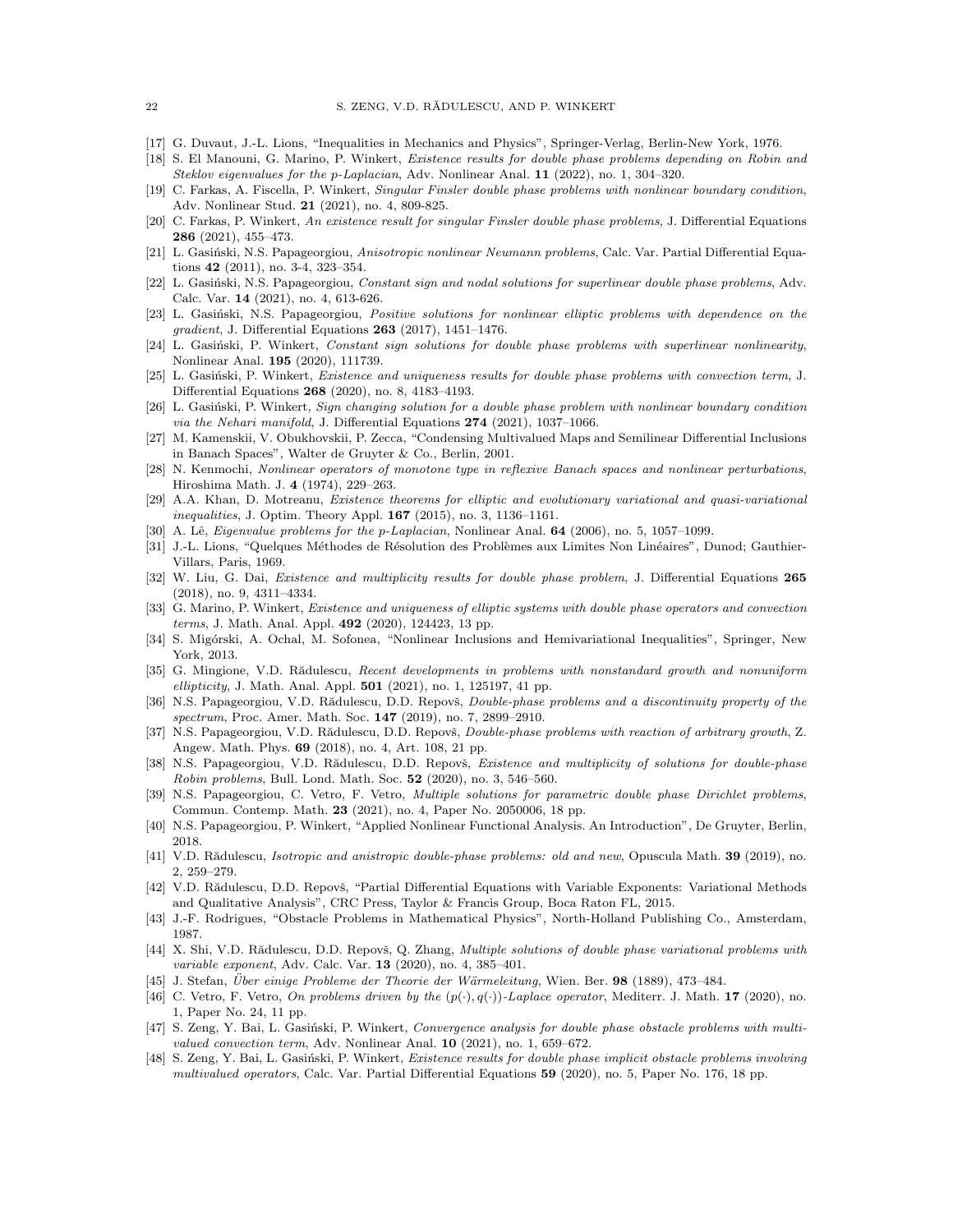[17] G. Duvaut, J.-L. Lions, "Inequalities in Mechanics and Physics", Springer-Verlag, Berlin-New York, 1976.

[18] S. El Manouni, G. Marino, P. Winkert, *Existence results for double phase problems depending on Robin and Steklov eigenvalues for the p-Laplacian*, Adv. Nonlinear Anal. **11** (2022), no. 1, 304–320.

[19] C. Farkas, A. Fiscella, P. Winkert, *Singular Finsler double phase problems with nonlinear boundary condition*, Adv. Nonlinear Stud. **21** (2021), no. 4, 809-825.

[20] C. Farkas, P. Winkert, *An existence result for singular Finsler double phase problems*, J. Differential Equations **286** (2021), 455–473.

[21] L. Gasiński, N.S. Papageorgiou, *Anisotropic nonlinear Neumann problems*, Calc. Var. Partial Differential Equations **42** (2011), no. 3-4, 323–354.

[22] L. Gasiński, N.S. Papageorgiou, *Constant sign and nodal solutions for superlinear double phase problems*, Adv. Calc. Var. **14** (2021), no. 4, 613-626.

[23] L. Gasiński, N.S. Papageorgiou, *Positive solutions for nonlinear elliptic problems with dependence on the gradient*, J. Differential Equations **263** (2017), 1451–1476.

[24] L. Gasiński, P. Winkert, *Constant sign solutions for double phase problems with superlinear nonlinearity*, Nonlinear Anal. **195** (2020), 111739.

[25] L. Gasiński, P. Winkert, *Existence and uniqueness results for double phase problems with convection term*, J. Differential Equations **268** (2020), no. 8, 4183–4193.

[26] L. Gasiński, P. Winkert, *Sign changing solution for a double phase problem with nonlinear boundary condition via the Nehari manifold*, J. Differential Equations **274** (2021), 1037–1066.

[27] M. Kamenskii, V. Obukhovskii, P. Zecca, "Condensing Multivalued Maps and Semilinear Differential Inclusions in Banach Spaces", Walter de Gruyter & Co., Berlin, 2001.

[28] N. Kenmochi, *Nonlinear operators of monotone type in reflexive Banach spaces and nonlinear perturbations*, Hiroshima Math. J. **4** (1974), 229–263.

[29] A.A. Khan, D. Motreanu, *Existence theorems for elliptic and evolutionary variational and quasi-variational inequalities*, J. Optim. Theory Appl. **167** (2015), no. 3, 1136–1161.

[30] A. Lê, *Eigenvalue problems for the p-Laplacian*, Nonlinear Anal. **64** (2006), no. 5, 1057–1099.

[31] J.-L. Lions, "Quelques Méthodes de Résolution des Problèmes aux Limites Non Linéaires", Dunod; Gauthier-Villars, Paris, 1969.

[32] W. Liu, G. Dai, *Existence and multiplicity results for double phase problem*, J. Differential Equations **265** (2018), no. 9, 4311–4334.

[33] G. Marino, P. Winkert, *Existence and uniqueness of elliptic systems with double phase operators and convection terms*, J. Math. Anal. Appl. **492** (2020), 124423, 13 pp.

[34] S. Migórski, A. Ochal, M. Sofonea, "Nonlinear Inclusions and Hemivariational Inequalities", Springer, New York, 2013.

[35] G. Mingione, V.D. Rădulescu, *Recent developments in problems with nonstandard growth and nonuniform ellipticity*, J. Math. Anal. Appl. **501** (2021), no. 1, 125197, 41 pp.

[36] N.S. Papageorgiou, V.D. Rădulescu, D.D. Repovš, *Double-phase problems and a discontinuity property of the spectrum*, Proc. Amer. Math. Soc. **147** (2019), no. 7, 2899–2910.

[37] N.S. Papageorgiou, V.D. Rădulescu, D.D. Repovš, *Double-phase problems with reaction of arbitrary growth*, Z. Angew. Math. Phys. **69** (2018), no. 4, Art. 108, 21 pp.

[38] N.S. Papageorgiou, V.D. Rădulescu, D.D. Repovš, *Existence and multiplicity of solutions for double-phase Robin problems*, Bull. Lond. Math. Soc. **52** (2020), no. 3, 546–560.

[39] N.S. Papageorgiou, C. Vetro, F. Vetro, *Multiple solutions for parametric double phase Dirichlet problems*, Commun. Contemp. Math. **23** (2021), no. 4, Paper No. 2050006, 18 pp.

[40] N.S. Papageorgiou, P. Winkert, "Applied Nonlinear Functional Analysis. An Introduction", De Gruyter, Berlin, 2018.

[41] V.D. Rădulescu, *Isotropic and anistropic double-phase problems: old and new*, Opuscula Math. **39** (2019), no. 2, 259–279.

[42] V.D. Rădulescu, D.D. Repovš, "Partial Differential Equations with Variable Exponents: Variational Methods and Qualitative Analysis", CRC Press, Taylor & Francis Group, Boca Raton FL, 2015.

[43] J.-F. Rodrigues, "Obstacle Problems in Mathematical Physics", North-Holland Publishing Co., Amsterdam, 1987.

[44] X. Shi, V.D. Rădulescu, D.D. Repovš, Q. Zhang, *Multiple solutions of double phase variational problems with variable exponent*, Adv. Calc. Var. **13** (2020), no. 4, 385–401.

[45] J. Stefan, *Über einige Probleme der Theorie der Wärmeleitung*, Wien. Ber. **98** (1889), 473–484.

[46] C. Vetro, F. Vetro, *On problems driven by the $(p(\cdot), q(\cdot))$-Laplace operator*, Mediterr. J. Math. **17** (2020), no. 1, Paper No. 24, 11 pp.

[47] S. Zeng, Y. Bai, L. Gasiński, P. Winkert, *Convergence analysis for double phase obstacle problems with multivalued convection term*, Adv. Nonlinear Anal. **10** (2021), no. 1, 659–672.

[48] S. Zeng, Y. Bai, L. Gasiński, P. Winkert, *Existence results for double phase implicit obstacle problems involving multivalued operators*, Calc. Var. Partial Differential Equations **59** (2020), no. 5, Paper No. 176, 18 pp.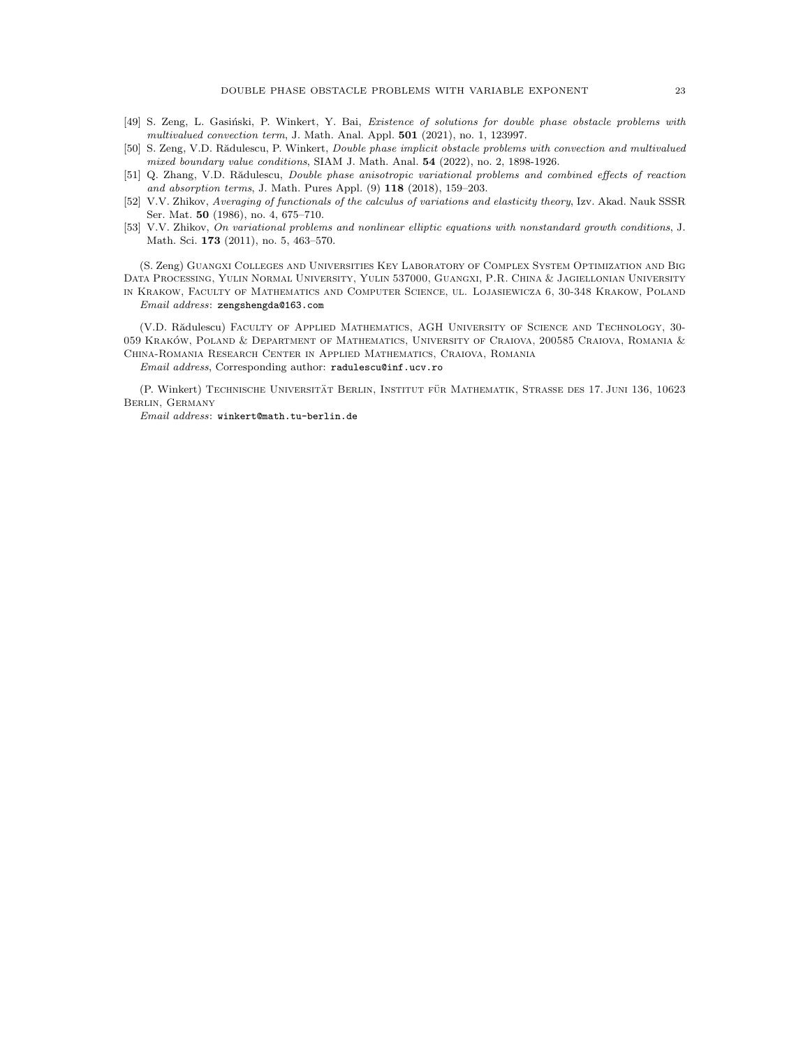[49] S. Zeng, L. Gasiński, P. Winkert, Y. Bai, *Existence of solutions for double phase obstacle problems with multivalued convection term*, J. Math. Anal. Appl. **501** (2021), no. 1, 123997.

[50] S. Zeng, V.D. Rădulescu, P. Winkert, *Double phase implicit obstacle problems with convection and multivalued mixed boundary value conditions*, SIAM J. Math. Anal. **54** (2022), no. 2, 1898-1926.

[51] Q. Zhang, V.D. Rădulescu, *Double phase anisotropic variational problems and combined effects of reaction and absorption terms*, J. Math. Pures Appl. (9) **118** (2018), 159–203.

[52] V.V. Zhikov, *Averaging of functionals of the calculus of variations and elasticity theory*, Izv. Akad. Nauk SSSR Ser. Mat. **50** (1986), no. 4, 675–710.

[53] V.V. Zhikov, *On variational problems and nonlinear elliptic equations with nonstandard growth conditions*, J. Math. Sci. **173** (2011), no. 5, 463–570.

(S. Zeng) Guangxi Colleges and Universities Key Laboratory of Complex System Optimization and Big Data Processing, Yulin Normal University, Yulin 537000, Guangxi, P.R. China & Jagiellonian University in Krakow, Faculty of Mathematics and Computer Science, ul. Lojasiewicza 6, 30-348 Krakow, Poland
*Email address*: zengshengda@163.com

(V.D. Rădulescu) Faculty of Applied Mathematics, AGH University of Science and Technology, 30-059 Kraków, Poland & Department of Mathematics, University of Craiova, 200585 Craiova, Romania & China-Romania Research Center in Applied Mathematics, Craiova, Romania
*Email address*, Corresponding author: radulescu@inf.ucv.ro

(P. Winkert) Technische Universität Berlin, Institut für Mathematik, Strasse des 17. Juni 136, 10623 Berlin, Germany
*Email address*: winkert@math.tu-berlin.de